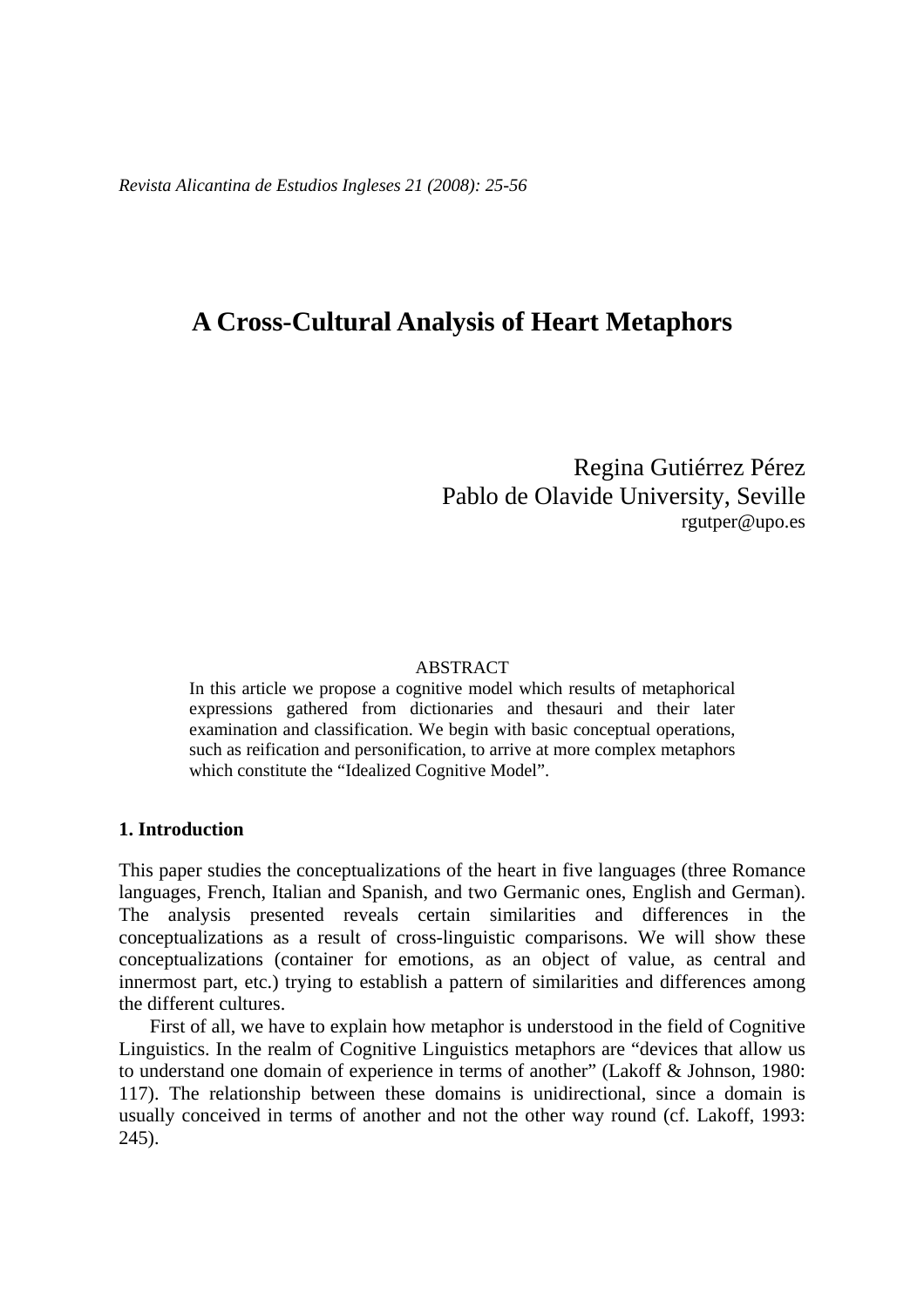# A Cross-Cultural Analysis of Heart Metaphors

Regina Gutiérrez Pérez
Pablo de Olavide University, Seville
rgutper@upo.es

ABSTRACT

In this article we propose a cognitive model which results of metaphorical expressions gathered from dictionaries and thesauri and their later examination and classification. We begin with basic conceptual operations, such as reification and personification, to arrive at more complex metaphors which constitute the "Idealized Cognitive Model".

## 1. Introduction

This paper studies the conceptualizations of the heart in five languages (three Romance languages, French, Italian and Spanish, and two Germanic ones, English and German). The analysis presented reveals certain similarities and differences in the conceptualizations as a result of cross-linguistic comparisons. We will show these conceptualizations (container for emotions, as an object of value, as central and innermost part, etc.) trying to establish a pattern of similarities and differences among the different cultures.

First of all, we have to explain how metaphor is understood in the field of Cognitive Linguistics. In the realm of Cognitive Linguistics metaphors are "devices that allow us to understand one domain of experience in terms of another" (Lakoff & Johnson, 1980: 117). The relationship between these domains is unidirectional, since a domain is usually conceived in terms of another and not the other way round (cf. Lakoff, 1993: 245).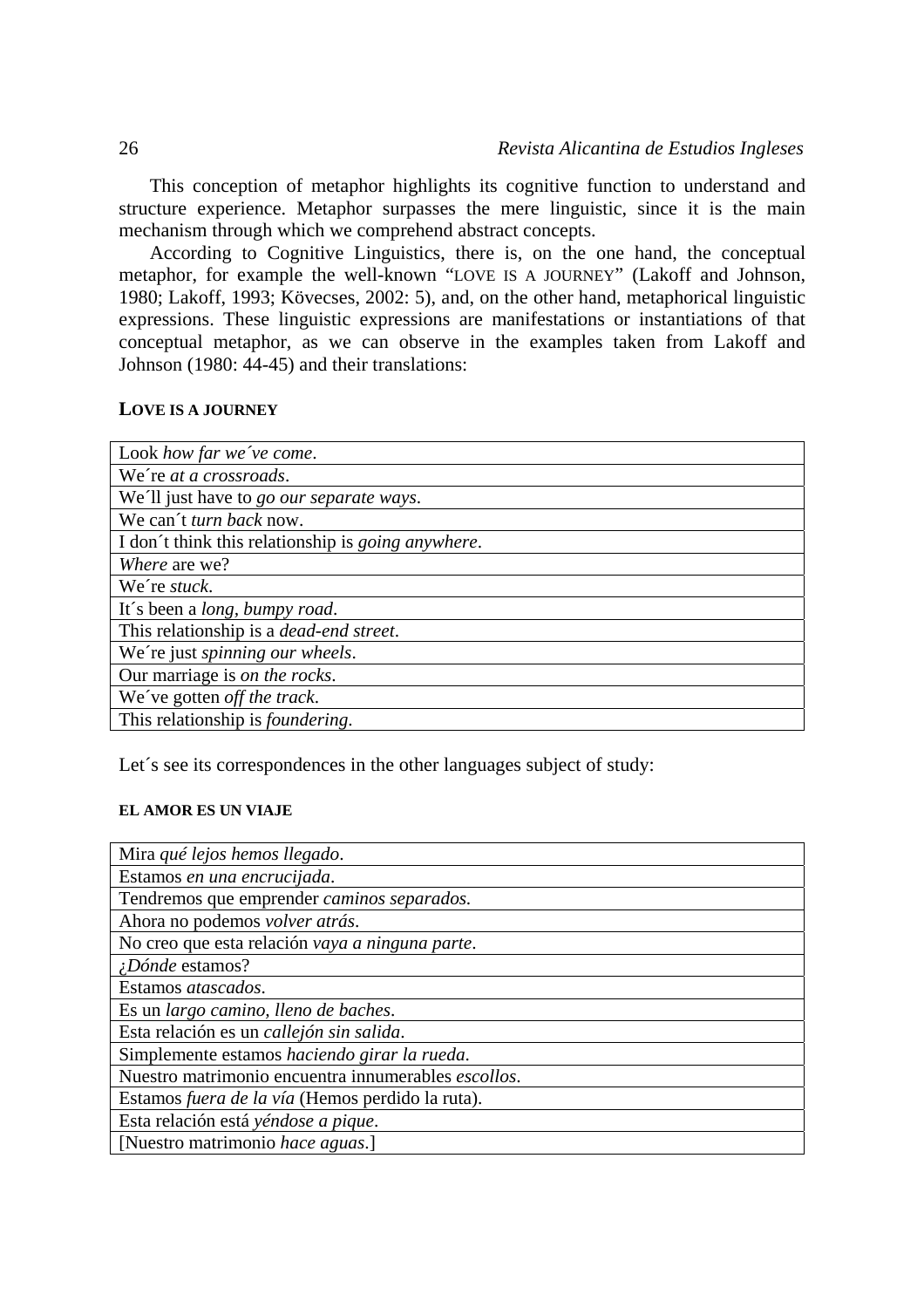This conception of metaphor highlights its cognitive function to understand and structure experience. Metaphor surpasses the mere linguistic, since it is the main mechanism through which we comprehend abstract concepts.

According to Cognitive Linguistics, there is, on the one hand, the conceptual metaphor, for example the well-known "LOVE IS A JOURNEY" (Lakoff and Johnson, 1980; Lakoff, 1993; Kövecses, 2002: 5), and, on the other hand, metaphorical linguistic expressions. These linguistic expressions are manifestations or instantiations of that conceptual metaphor, as we can observe in the examples taken from Lakoff and Johnson (1980: 44-45) and their translations:

**LOVE IS A JOURNEY**

| |
|---|
| Look *how far we´ve come*. |
| We´re *at a crossroads*. |
| We´ll just have to *go our separate ways*. |
| We can´t *turn back* now. |
| I don´t think this relationship is *going anywhere*. |
| *Where* are we? |
| We´re *stuck*. |
| It´s been a *long, bumpy road*. |
| This relationship is a *dead-end street*. |
| We´re just *spinning our wheels*. |
| Our marriage is *on the rocks*. |
| We´ve gotten *off the track*. |
| This relationship is *foundering*. |

Let´s see its correspondences in the other languages subject of study:

**EL AMOR ES UN VIAJE**

| |
|---|
| Mira *qué lejos hemos llegado*. |
| Estamos *en una encrucijada*. |
| Tendremos que emprender *caminos separados.* |
| Ahora no podemos *volver atrás*. |
| No creo que esta relación *vaya a ninguna parte*. |
| *¿Dónde* estamos? |
| Estamos *atascados*. |
| Es un *largo camino, lleno de baches*. |
| Esta relación es un *callejón sin salida*. |
| Simplemente estamos *haciendo girar la rueda*. |
| Nuestro matrimonio encuentra innumerables *escollos*. |
| Estamos *fuera de la vía* (Hemos perdido la ruta). |
| Esta relación está *yéndose a pique*. |
| [Nuestro matrimonio *hace aguas*.] |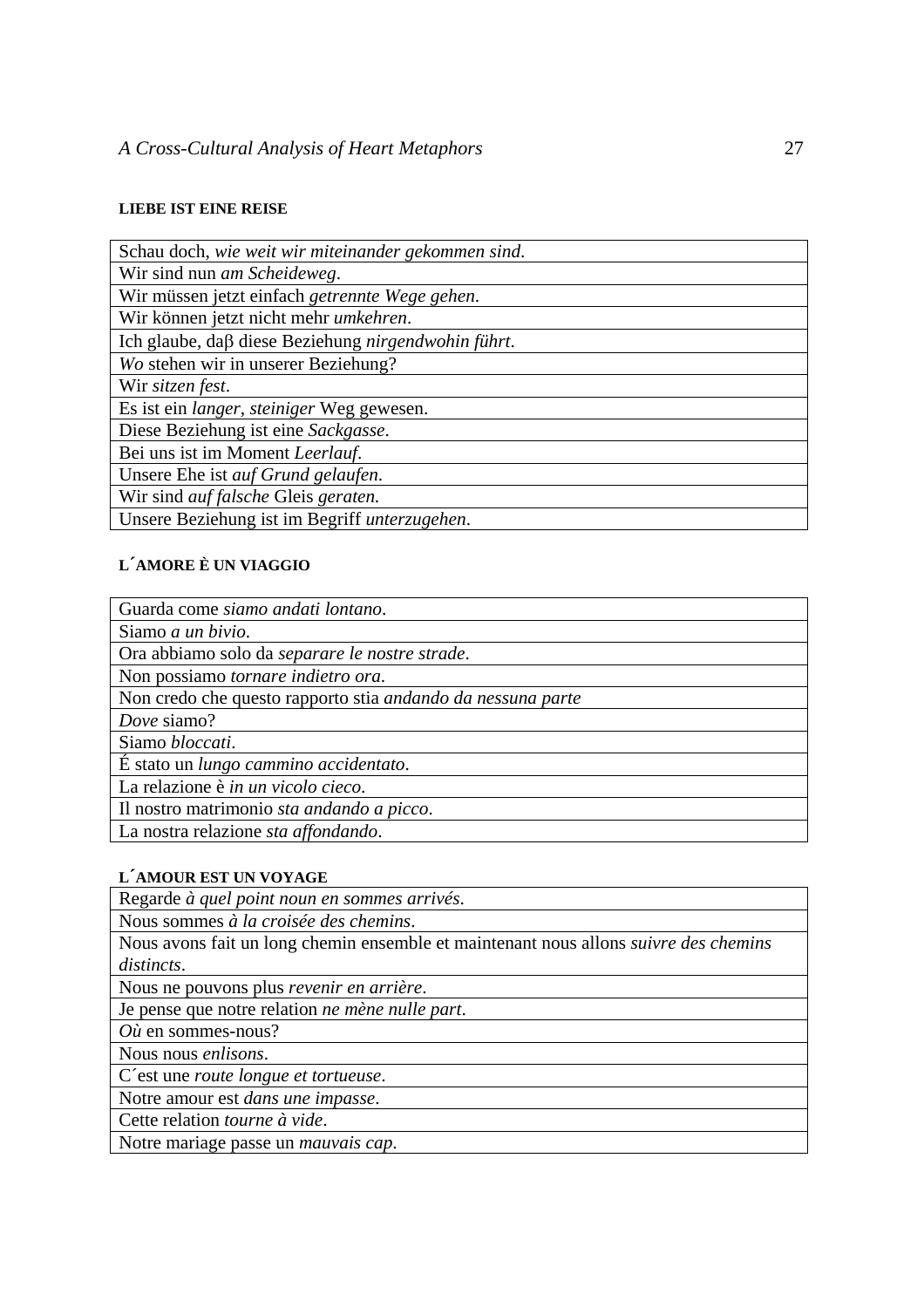**LIEBE IST EINE REISE**

| Schau doch, *wie weit wir miteinander gekommen sind*. |
|---|
| Wir sind nun *am Scheideweg*. |
| Wir müssen jetzt einfach *getrennte Wege gehen*. |
| Wir können jetzt nicht mehr *umkehren*. |
| Ich glaube, daβ diese Beziehung *nirgendwohin führt*. |
| *Wo* stehen wir in unserer Beziehung? |
| Wir *sitzen fest*. |
| Es ist ein *langer, steiniger* Weg gewesen. |
| Diese Beziehung ist eine *Sackgasse*. |
| Bei uns ist im Moment *Leerlauf*. |
| Unsere Ehe ist *auf Grund gelaufen*. |
| Wir sind *auf falsche* Gleis *geraten*. |
| Unsere Beziehung ist im Begriff *unterzugehen*. |

**L´AMORE È UN VIAGGIO**

| Guarda come *siamo andati lontano*. |
|---|
| Siamo *a un bivio*. |
| Ora abbiamo solo da *separare le nostre strade*. |
| Non possiamo *tornare indietro ora*. |
| Non credo che questo rapporto stia *andando da nessuna parte* |
| *Dove* siamo? |
| Siamo *bloccati*. |
| É stato un *lungo cammino accidentato*. |
| La relazione è *in un vicolo cieco*. |
| Il nostro matrimonio *sta andando a picco*. |
| La nostra relazione *sta affondando*. |

**L´AMOUR EST UN VOYAGE**

| Regarde *à quel point noun en sommes arrivés*. |
|---|
| Nous sommes *à la croisée des chemins*. |
| Nous avons fait un long chemin ensemble et maintenant nous allons *suivre des chemins distincts*. |
| Nous ne pouvons plus *revenir en arrière*. |
| Je pense que notre relation *ne mène nulle part*. |
| *Où* en sommes-nous? |
| Nous nous *enlisons*. |
| C´est une *route longue et tortueuse*. |
| Notre amour est *dans une impasse*. |
| Cette relation *tourne à vide*. |
| Notre mariage passe un *mauvais cap*. |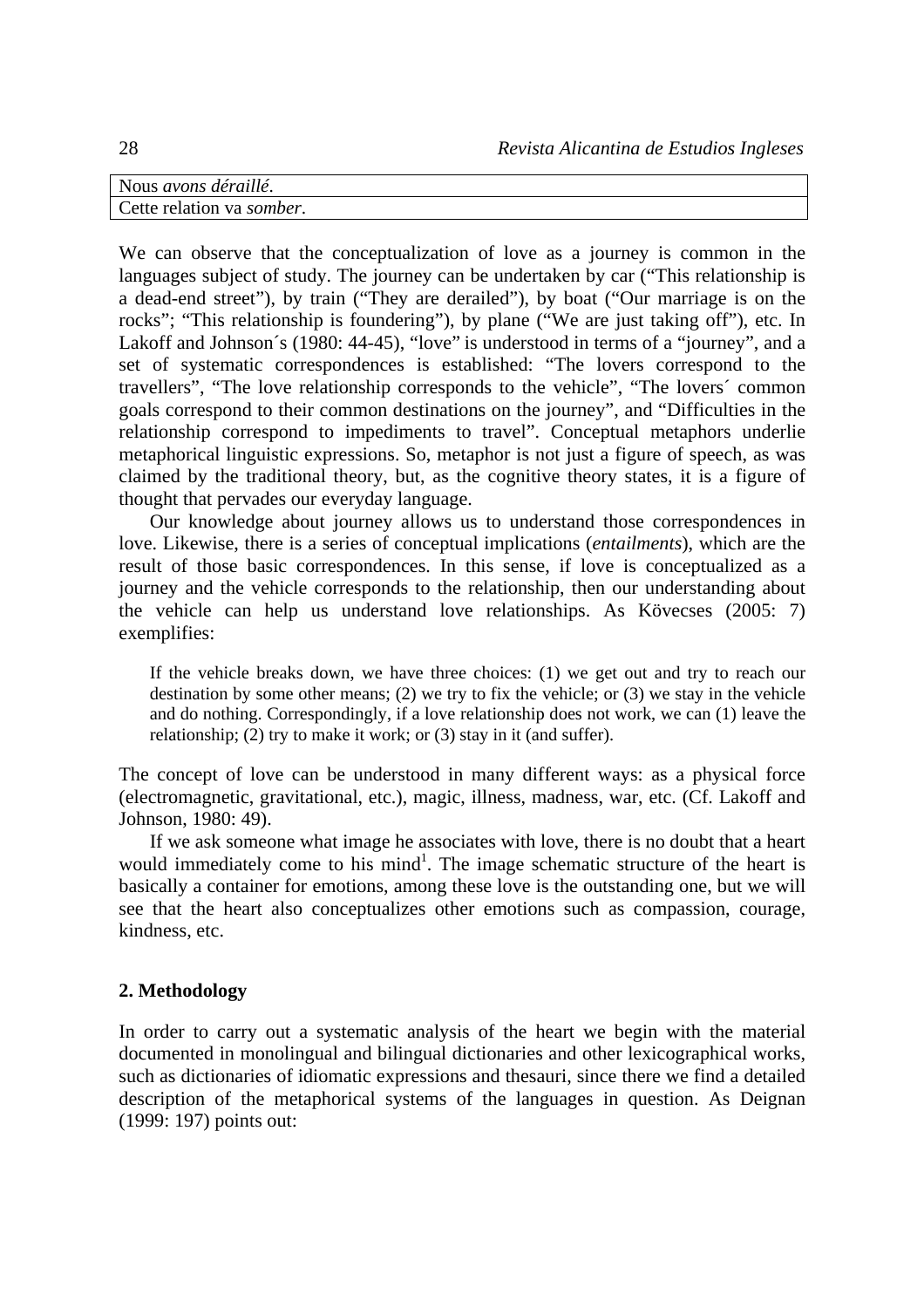| Nous *avons déraillé*. |
|---|
| Cette relation va *somber*. |

We can observe that the conceptualization of love as a journey is common in the languages subject of study. The journey can be undertaken by car ("This relationship is a dead-end street"), by train ("They are derailed"), by boat ("Our marriage is on the rocks"; "This relationship is foundering"), by plane ("We are just taking off"), etc. In Lakoff and Johnson´s (1980: 44-45), "love" is understood in terms of a "journey", and a set of systematic correspondences is established: "The lovers correspond to the travellers", "The love relationship corresponds to the vehicle", "The lovers´ common goals correspond to their common destinations on the journey", and "Difficulties in the relationship correspond to impediments to travel". Conceptual metaphors underlie metaphorical linguistic expressions. So, metaphor is not just a figure of speech, as was claimed by the traditional theory, but, as the cognitive theory states, it is a figure of thought that pervades our everyday language.

Our knowledge about journey allows us to understand those correspondences in love. Likewise, there is a series of conceptual implications (*entailments*), which are the result of those basic correspondences. In this sense, if love is conceptualized as a journey and the vehicle corresponds to the relationship, then our understanding about the vehicle can help us understand love relationships. As Kövecses (2005: 7) exemplifies:

> If the vehicle breaks down, we have three choices: (1) we get out and try to reach our destination by some other means; (2) we try to fix the vehicle; or (3) we stay in the vehicle and do nothing. Correspondingly, if a love relationship does not work, we can (1) leave the relationship; (2) try to make it work; or (3) stay in it (and suffer).

The concept of love can be understood in many different ways: as a physical force (electromagnetic, gravitational, etc.), magic, illness, madness, war, etc. (Cf. Lakoff and Johnson, 1980: 49).

If we ask someone what image he associates with love, there is no doubt that a heart would immediately come to his mind[1]. The image schematic structure of the heart is basically a container for emotions, among these love is the outstanding one, but we will see that the heart also conceptualizes other emotions such as compassion, courage, kindness, etc.

## 2. Methodology

In order to carry out a systematic analysis of the heart we begin with the material documented in monolingual and bilingual dictionaries and other lexicographical works, such as dictionaries of idiomatic expressions and thesauri, since there we find a detailed description of the metaphorical systems of the languages in question. As Deignan (1999: 197) points out: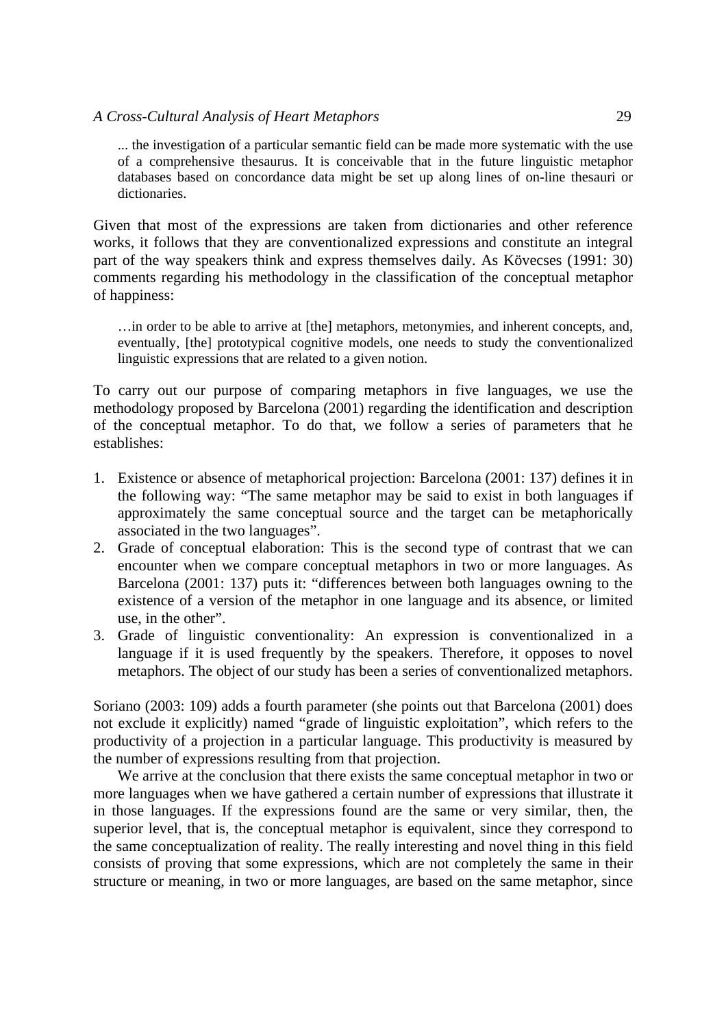> ... the investigation of a particular semantic field can be made more systematic with the use of a comprehensive thesaurus. It is conceivable that in the future linguistic metaphor databases based on concordance data might be set up along lines of on-line thesauri or dictionaries.

Given that most of the expressions are taken from dictionaries and other reference works, it follows that they are conventionalized expressions and constitute an integral part of the way speakers think and express themselves daily. As Kövecses (1991: 30) comments regarding his methodology in the classification of the conceptual metaphor of happiness:

> …in order to be able to arrive at [the] metaphors, metonymies, and inherent concepts, and, eventually, [the] prototypical cognitive models, one needs to study the conventionalized linguistic expressions that are related to a given notion.

To carry out our purpose of comparing metaphors in five languages, we use the methodology proposed by Barcelona (2001) regarding the identification and description of the conceptual metaphor. To do that, we follow a series of parameters that he establishes:

1. Existence or absence of metaphorical projection: Barcelona (2001: 137) defines it in the following way: "The same metaphor may be said to exist in both languages if approximately the same conceptual source and the target can be metaphorically associated in the two languages".
2. Grade of conceptual elaboration: This is the second type of contrast that we can encounter when we compare conceptual metaphors in two or more languages. As Barcelona (2001: 137) puts it: "differences between both languages owning to the existence of a version of the metaphor in one language and its absence, or limited use, in the other".
3. Grade of linguistic conventionality: An expression is conventionalized in a language if it is used frequently by the speakers. Therefore, it opposes to novel metaphors. The object of our study has been a series of conventionalized metaphors.

Soriano (2003: 109) adds a fourth parameter (she points out that Barcelona (2001) does not exclude it explicitly) named "grade of linguistic exploitation", which refers to the productivity of a projection in a particular language. This productivity is measured by the number of expressions resulting from that projection.

We arrive at the conclusion that there exists the same conceptual metaphor in two or more languages when we have gathered a certain number of expressions that illustrate it in those languages. If the expressions found are the same or very similar, then, the superior level, that is, the conceptual metaphor is equivalent, since they correspond to the same conceptualization of reality. The really interesting and novel thing in this field consists of proving that some expressions, which are not completely the same in their structure or meaning, in two or more languages, are based on the same metaphor, since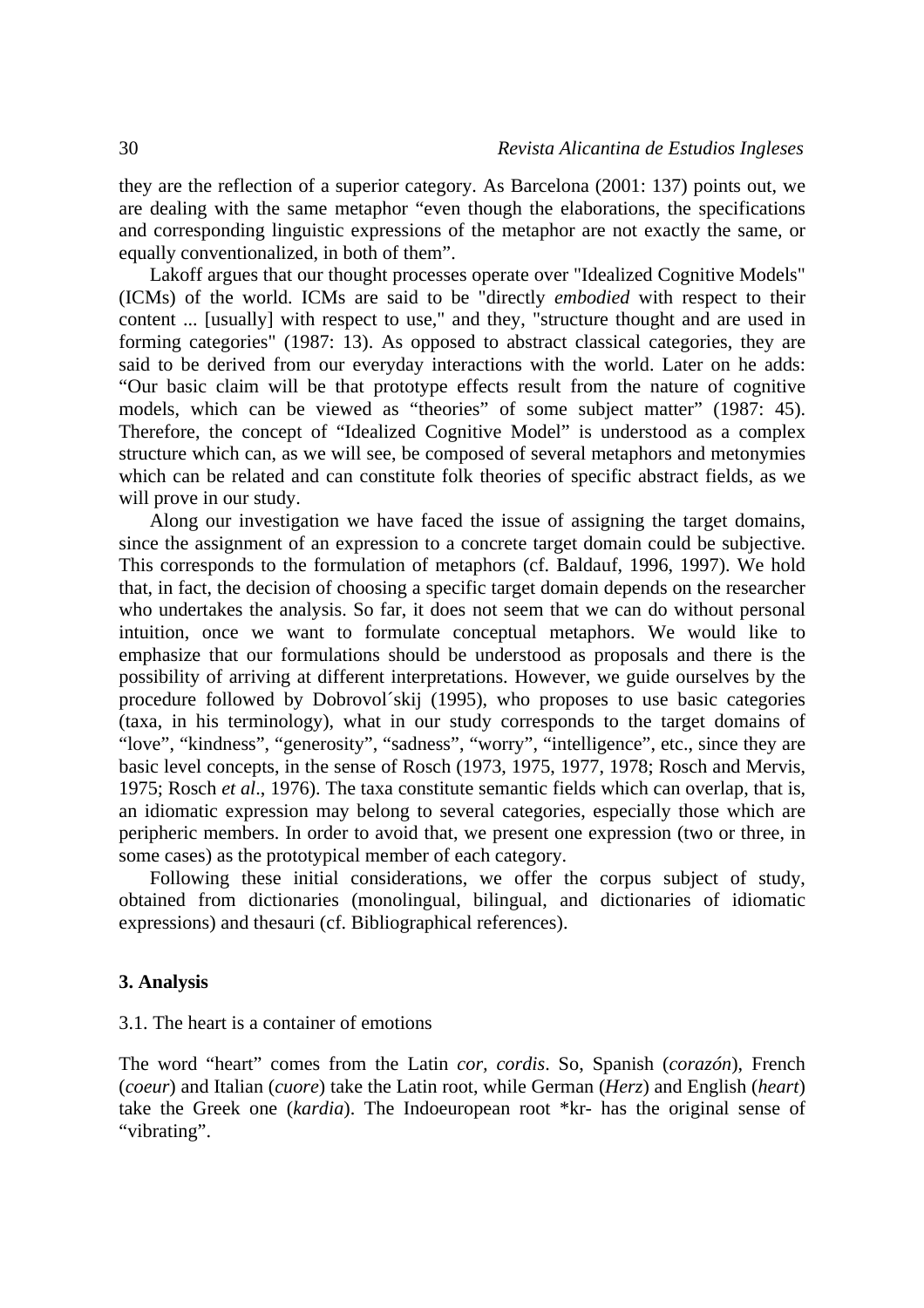they are the reflection of a superior category. As Barcelona (2001: 137) points out, we are dealing with the same metaphor "even though the elaborations, the specifications and corresponding linguistic expressions of the metaphor are not exactly the same, or equally conventionalized, in both of them".

Lakoff argues that our thought processes operate over "Idealized Cognitive Models" (ICMs) of the world. ICMs are said to be "directly *embodied* with respect to their content ... [usually] with respect to use," and they, "structure thought and are used in forming categories" (1987: 13). As opposed to abstract classical categories, they are said to be derived from our everyday interactions with the world. Later on he adds: "Our basic claim will be that prototype effects result from the nature of cognitive models, which can be viewed as "theories" of some subject matter" (1987: 45). Therefore, the concept of "Idealized Cognitive Model" is understood as a complex structure which can, as we will see, be composed of several metaphors and metonymies which can be related and can constitute folk theories of specific abstract fields, as we will prove in our study.

Along our investigation we have faced the issue of assigning the target domains, since the assignment of an expression to a concrete target domain could be subjective. This corresponds to the formulation of metaphors (cf. Baldauf, 1996, 1997). We hold that, in fact, the decision of choosing a specific target domain depends on the researcher who undertakes the analysis. So far, it does not seem that we can do without personal intuition, once we want to formulate conceptual metaphors. We would like to emphasize that our formulations should be understood as proposals and there is the possibility of arriving at different interpretations. However, we guide ourselves by the procedure followed by Dobrovol´skij (1995), who proposes to use basic categories (taxa, in his terminology), what in our study corresponds to the target domains of "love", "kindness", "generosity", "sadness", "worry", "intelligence", etc., since they are basic level concepts, in the sense of Rosch (1973, 1975, 1977, 1978; Rosch and Mervis, 1975; Rosch *et al*., 1976). The taxa constitute semantic fields which can overlap, that is, an idiomatic expression may belong to several categories, especially those which are peripheric members. In order to avoid that, we present one expression (two or three, in some cases) as the prototypical member of each category.

Following these initial considerations, we offer the corpus subject of study, obtained from dictionaries (monolingual, bilingual, and dictionaries of idiomatic expressions) and thesauri (cf. Bibliographical references).

## 3. Analysis

### 3.1. The heart is a container of emotions

The word "heart" comes from the Latin *cor, cordis*. So, Spanish (*corazón*), French (*coeur*) and Italian (*cuore*) take the Latin root, while German (*Herz*) and English (*heart*) take the Greek one (*kardia*). The Indoeuropean root *kr- has the original sense of "vibrating".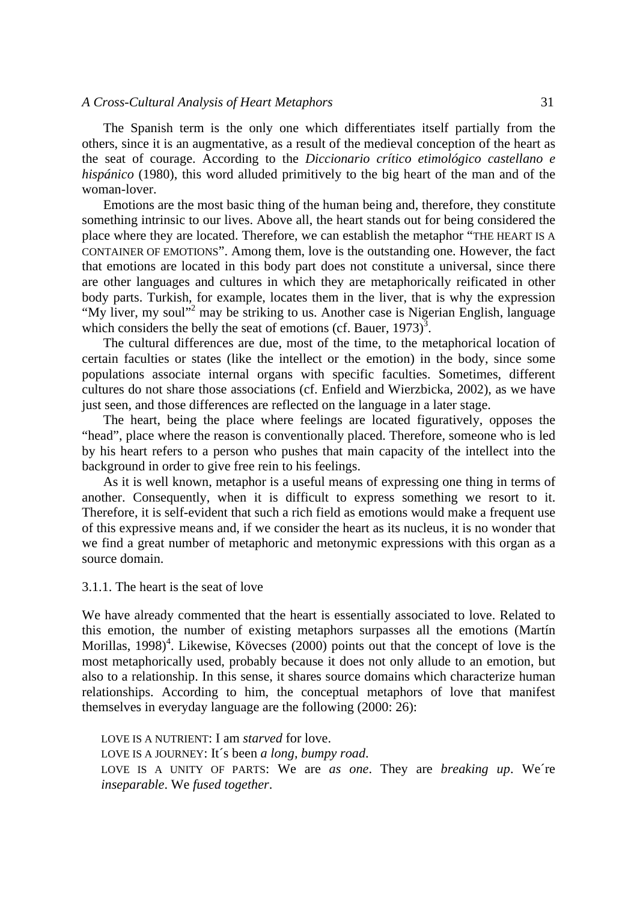The Spanish term is the only one which differentiates itself partially from the others, since it is an augmentative, as a result of the medieval conception of the heart as the seat of courage. According to the *Diccionario crítico etimológico castellano e hispánico* (1980), this word alluded primitively to the big heart of the man and of the woman-lover.

Emotions are the most basic thing of the human being and, therefore, they constitute something intrinsic to our lives. Above all, the heart stands out for being considered the place where they are located. Therefore, we can establish the metaphor "THE HEART IS A CONTAINER OF EMOTIONS". Among them, love is the outstanding one. However, the fact that emotions are located in this body part does not constitute a universal, since there are other languages and cultures in which they are metaphorically reificated in other body parts. Turkish, for example, locates them in the liver, that is why the expression "My liver, my soul"[2] may be striking to us. Another case is Nigerian English, language which considers the belly the seat of emotions (cf. Bauer, 1973)[3].

The cultural differences are due, most of the time, to the metaphorical location of certain faculties or states (like the intellect or the emotion) in the body, since some populations associate internal organs with specific faculties. Sometimes, different cultures do not share those associations (cf. Enfield and Wierzbicka, 2002), as we have just seen, and those differences are reflected on the language in a later stage.

The heart, being the place where feelings are located figuratively, opposes the "head", place where the reason is conventionally placed. Therefore, someone who is led by his heart refers to a person who pushes that main capacity of the intellect into the background in order to give free rein to his feelings.

As it is well known, metaphor is a useful means of expressing one thing in terms of another. Consequently, when it is difficult to express something we resort to it. Therefore, it is self-evident that such a rich field as emotions would make a frequent use of this expressive means and, if we consider the heart as its nucleus, it is no wonder that we find a great number of metaphoric and metonymic expressions with this organ as a source domain.

#### 3.1.1. The heart is the seat of love

We have already commented that the heart is essentially associated to love. Related to this emotion, the number of existing metaphors surpasses all the emotions (Martín Morillas, 1998)[4]. Likewise, Kövecses (2000) points out that the concept of love is the most metaphorically used, probably because it does not only allude to an emotion, but also to a relationship. In this sense, it shares source domains which characterize human relationships. According to him, the conceptual metaphors of love that manifest themselves in everyday language are the following (2000: 26):

LOVE IS A NUTRIENT: I am *starved* for love.
LOVE IS A JOURNEY: It´s been *a long, bumpy road*.
LOVE IS A UNITY OF PARTS: We are *as one*. They are *breaking up*. We´re *inseparable*. We *fused together*.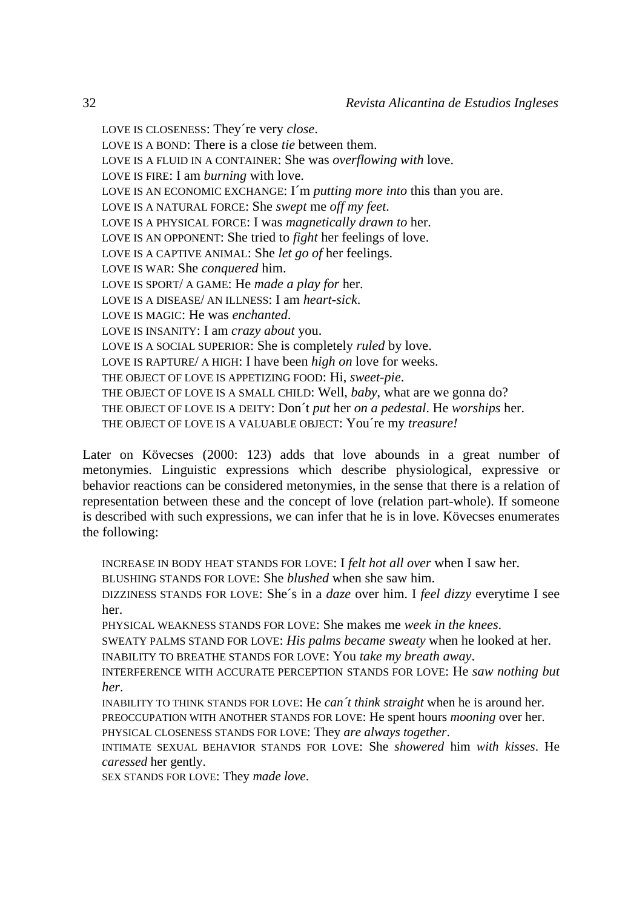LOVE IS CLOSENESS: They´re very *close*.  
LOVE IS A BOND: There is a close *tie* between them.  
LOVE IS A FLUID IN A CONTAINER: She was *overflowing with* love.  
LOVE IS FIRE: I am *burning* with love.  
LOVE IS AN ECONOMIC EXCHANGE: I´m *putting more into* this than you are.  
LOVE IS A NATURAL FORCE: She *swept* me *off my feet*.  
LOVE IS A PHYSICAL FORCE: I was *magnetically drawn to* her.  
LOVE IS AN OPPONENT: She tried to *fight* her feelings of love.  
LOVE IS A CAPTIVE ANIMAL: She *let go of* her feelings.  
LOVE IS WAR: She *conquered* him.  
LOVE IS SPORT/ A GAME: He *made a play for* her.  
LOVE IS A DISEASE/ AN ILLNESS: I am *heart-sick*.  
LOVE IS MAGIC: He was *enchanted*.  
LOVE IS INSANITY: I am *crazy about* you.  
LOVE IS A SOCIAL SUPERIOR: She is completely *ruled* by love.  
LOVE IS RAPTURE/ A HIGH: I have been *high on* love for weeks.  
THE OBJECT OF LOVE IS APPETIZING FOOD: Hi, *sweet-pie*.  
THE OBJECT OF LOVE IS A SMALL CHILD: Well, *baby*, what are we gonna do?  
THE OBJECT OF LOVE IS A DEITY: Don´t *put* her *on a pedestal*. He *worships* her.  
THE OBJECT OF LOVE IS A VALUABLE OBJECT: You´re my *treasure!*

Later on Kövecses (2000: 123) adds that love abounds in a great number of metonymies. Linguistic expressions which describe physiological, expressive or behavior reactions can be considered metonymies, in the sense that there is a relation of representation between these and the concept of love (relation part-whole). If someone is described with such expressions, we can infer that he is in love. Kövecses enumerates the following:

INCREASE IN BODY HEAT STANDS FOR LOVE: I *felt hot all over* when I saw her.  
BLUSHING STANDS FOR LOVE: She *blushed* when she saw him.  
DIZZINESS STANDS FOR LOVE: She´s in a *daze* over him. I *feel dizzy* everytime I see her.  
PHYSICAL WEAKNESS STANDS FOR LOVE: She makes me *week in the knees*.  
SWEATY PALMS STAND FOR LOVE: *His palms became sweaty* when he looked at her.  
INABILITY TO BREATHE STANDS FOR LOVE: You *take my breath away*.  
INTERFERENCE WITH ACCURATE PERCEPTION STANDS FOR LOVE: He *saw nothing but her*.  
INABILITY TO THINK STANDS FOR LOVE: He *can´t think straight* when he is around her.  
PREOCCUPATION WITH ANOTHER STANDS FOR LOVE: He spent hours *mooning* over her.  
PHYSICAL CLOSENESS STANDS FOR LOVE: They *are always together*.  
INTIMATE SEXUAL BEHAVIOR STANDS FOR LOVE: She *showered* him *with kisses*. He *caressed* her gently.  
SEX STANDS FOR LOVE: They *made love*.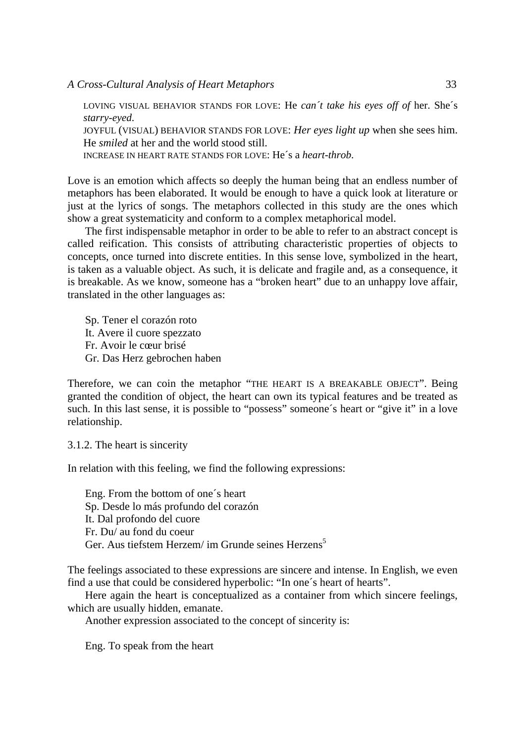LOVING VISUAL BEHAVIOR STANDS FOR LOVE: He *can´t take his eyes off of* her. She´s *starry-eyed*.
JOYFUL (VISUAL) BEHAVIOR STANDS FOR LOVE: *Her eyes light up* when she sees him. He *smiled* at her and the world stood still.
INCREASE IN HEART RATE STANDS FOR LOVE: He´s a *heart-throb*.

Love is an emotion which affects so deeply the human being that an endless number of metaphors has been elaborated. It would be enough to have a quick look at literature or just at the lyrics of songs. The metaphors collected in this study are the ones which show a great systematicity and conform to a complex metaphorical model.

The first indispensable metaphor in order to be able to refer to an abstract concept is called reification. This consists of attributing characteristic properties of objects to concepts, once turned into discrete entities. In this sense love, symbolized in the heart, is taken as a valuable object. As such, it is delicate and fragile and, as a consequence, it is breakable. As we know, someone has a "broken heart" due to an unhappy love affair, translated in the other languages as:

Sp. Tener el corazón roto
It. Avere il cuore spezzato
Fr. Avoir le cœur brisé
Gr. Das Herz gebrochen haben

Therefore, we can coin the metaphor "THE HEART IS A BREAKABLE OBJECT". Being granted the condition of object, the heart can own its typical features and be treated as such. In this last sense, it is possible to "possess" someone´s heart or "give it" in a love relationship.

3.1.2. The heart is sincerity

In relation with this feeling, we find the following expressions:

Eng. From the bottom of one´s heart
Sp. Desde lo más profundo del corazón
It. Dal profondo del cuore
Fr. Du/ au fond du coeur
Ger. Aus tiefstem Herzem/ im Grunde seines Herzens[5]

The feelings associated to these expressions are sincere and intense. In English, we even find a use that could be considered hyperbolic: "In one´s heart of hearts".

Here again the heart is conceptualized as a container from which sincere feelings, which are usually hidden, emanate.

Another expression associated to the concept of sincerity is:

Eng. To speak from the heart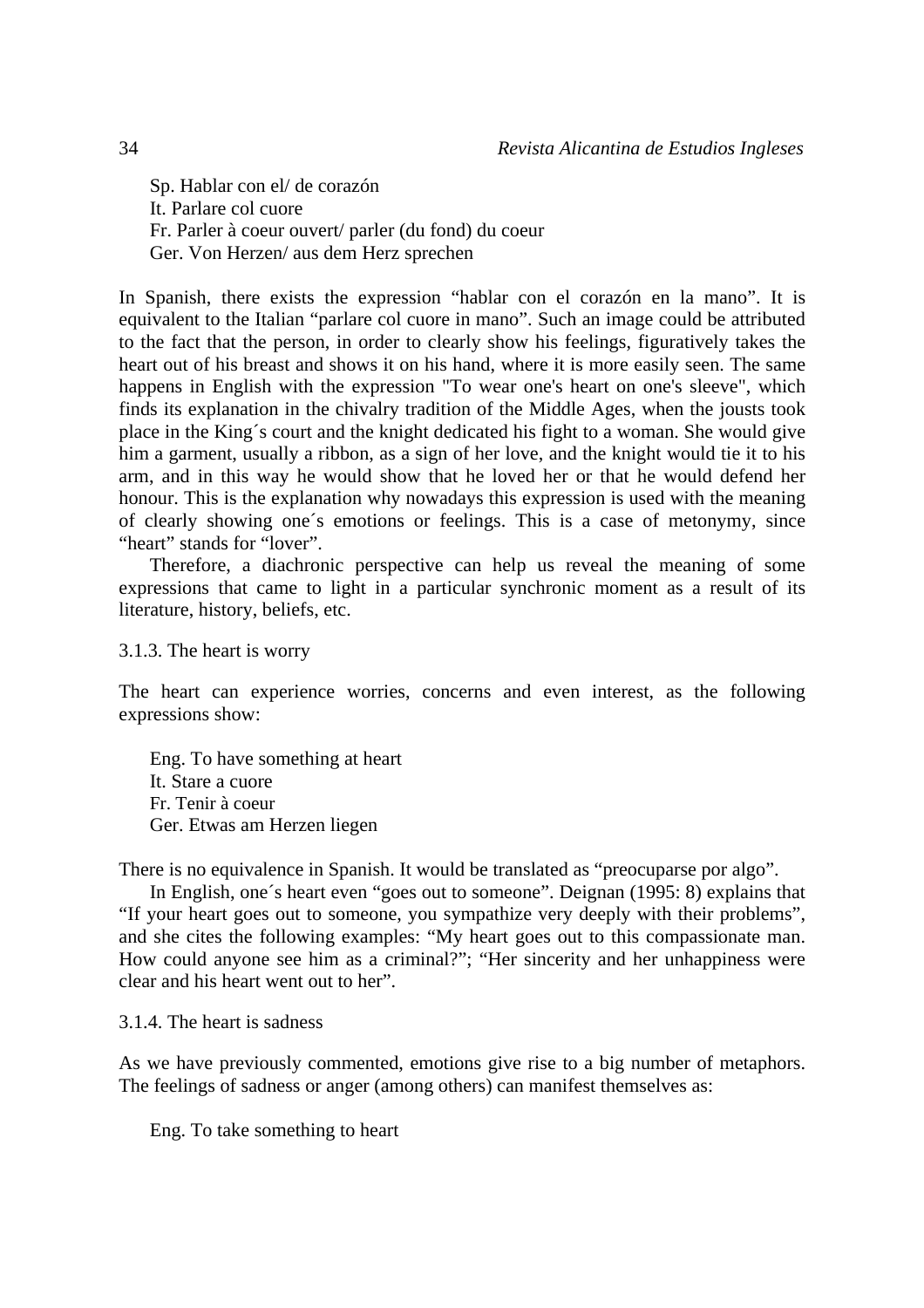Sp. Hablar con el/ de corazón
It. Parlare col cuore
Fr. Parler à coeur ouvert/ parler (du fond) du coeur
Ger. Von Herzen/ aus dem Herz sprechen

In Spanish, there exists the expression "hablar con el corazón en la mano". It is equivalent to the Italian "parlare col cuore in mano". Such an image could be attributed to the fact that the person, in order to clearly show his feelings, figuratively takes the heart out of his breast and shows it on his hand, where it is more easily seen. The same happens in English with the expression "To wear one's heart on one's sleeve", which finds its explanation in the chivalry tradition of the Middle Ages, when the jousts took place in the King´s court and the knight dedicated his fight to a woman. She would give him a garment, usually a ribbon, as a sign of her love, and the knight would tie it to his arm, and in this way he would show that he loved her or that he would defend her honour. This is the explanation why nowadays this expression is used with the meaning of clearly showing one´s emotions or feelings. This is a case of metonymy, since "heart" stands for "lover".

Therefore, a diachronic perspective can help us reveal the meaning of some expressions that came to light in a particular synchronic moment as a result of its literature, history, beliefs, etc.

### 3.1.3. The heart is worry

The heart can experience worries, concerns and even interest, as the following expressions show:

Eng. To have something at heart
It. Stare a cuore
Fr. Tenir à coeur
Ger. Etwas am Herzen liegen

There is no equivalence in Spanish. It would be translated as "preocuparse por algo".

In English, one´s heart even "goes out to someone". Deignan (1995: 8) explains that "If your heart goes out to someone, you sympathize very deeply with their problems", and she cites the following examples: "My heart goes out to this compassionate man. How could anyone see him as a criminal?"; "Her sincerity and her unhappiness were clear and his heart went out to her".

### 3.1.4. The heart is sadness

As we have previously commented, emotions give rise to a big number of metaphors. The feelings of sadness or anger (among others) can manifest themselves as:

Eng. To take something to heart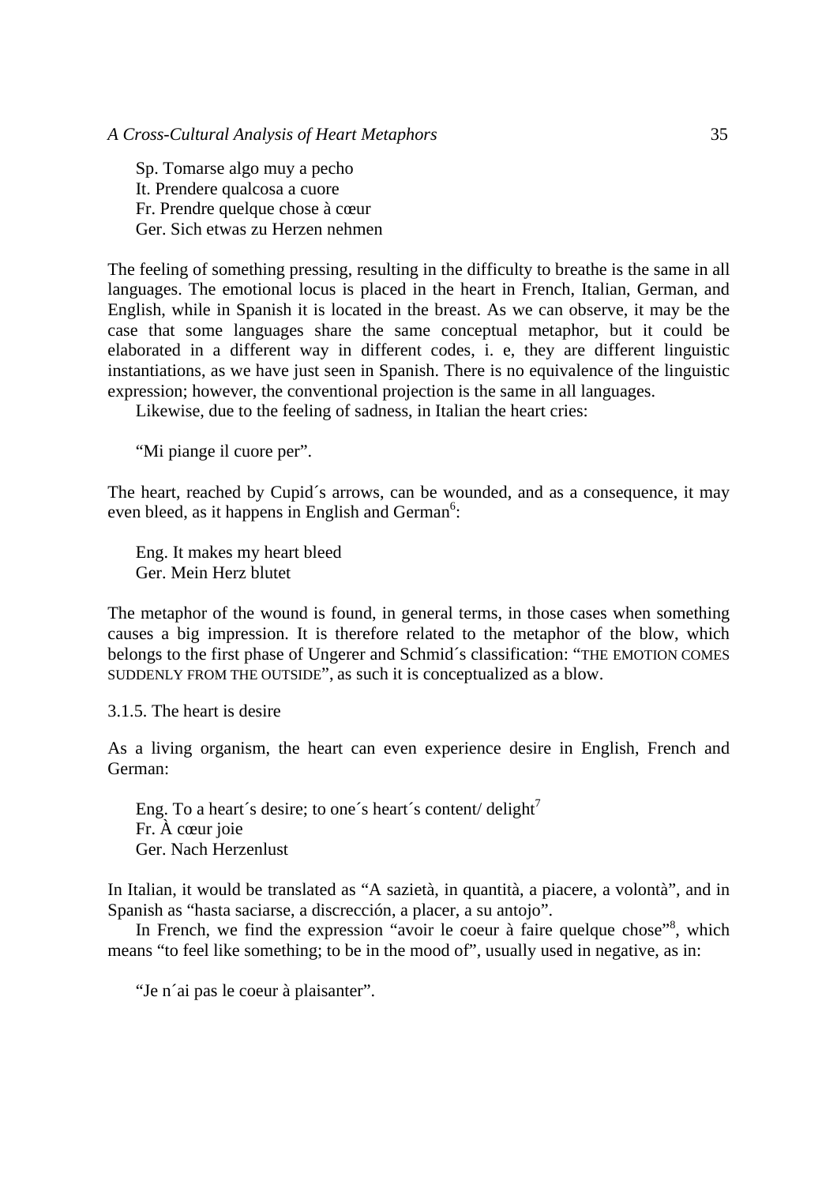Sp. Tomarse algo muy a pecho
It. Prendere qualcosa a cuore
Fr. Prendre quelque chose à cœur
Ger. Sich etwas zu Herzen nehmen

The feeling of something pressing, resulting in the difficulty to breathe is the same in all languages. The emotional locus is placed in the heart in French, Italian, German, and English, while in Spanish it is located in the breast. As we can observe, it may be the case that some languages share the same conceptual metaphor, but it could be elaborated in a different way in different codes, i. e, they are different linguistic instantiations, as we have just seen in Spanish. There is no equivalence of the linguistic expression; however, the conventional projection is the same in all languages.

Likewise, due to the feeling of sadness, in Italian the heart cries:

"Mi piange il cuore per".

The heart, reached by Cupid´s arrows, can be wounded, and as a consequence, it may even bleed, as it happens in English and German[6]:

Eng. It makes my heart bleed
Ger. Mein Herz blutet

The metaphor of the wound is found, in general terms, in those cases when something causes a big impression. It is therefore related to the metaphor of the blow, which belongs to the first phase of Ungerer and Schmid´s classification: "THE EMOTION COMES SUDDENLY FROM THE OUTSIDE", as such it is conceptualized as a blow.

3.1.5. The heart is desire

As a living organism, the heart can even experience desire in English, French and German:

Eng. To a heart´s desire; to one´s heart´s content/ delight[7]
Fr. À cœur joie
Ger. Nach Herzenlust

In Italian, it would be translated as "A sazietà, in quantità, a piacere, a volontà", and in Spanish as "hasta saciarse, a discrección, a placer, a su antojo".

In French, we find the expression "avoir le coeur à faire quelque chose"[8], which means "to feel like something; to be in the mood of", usually used in negative, as in:

"Je n´ai pas le coeur à plaisanter".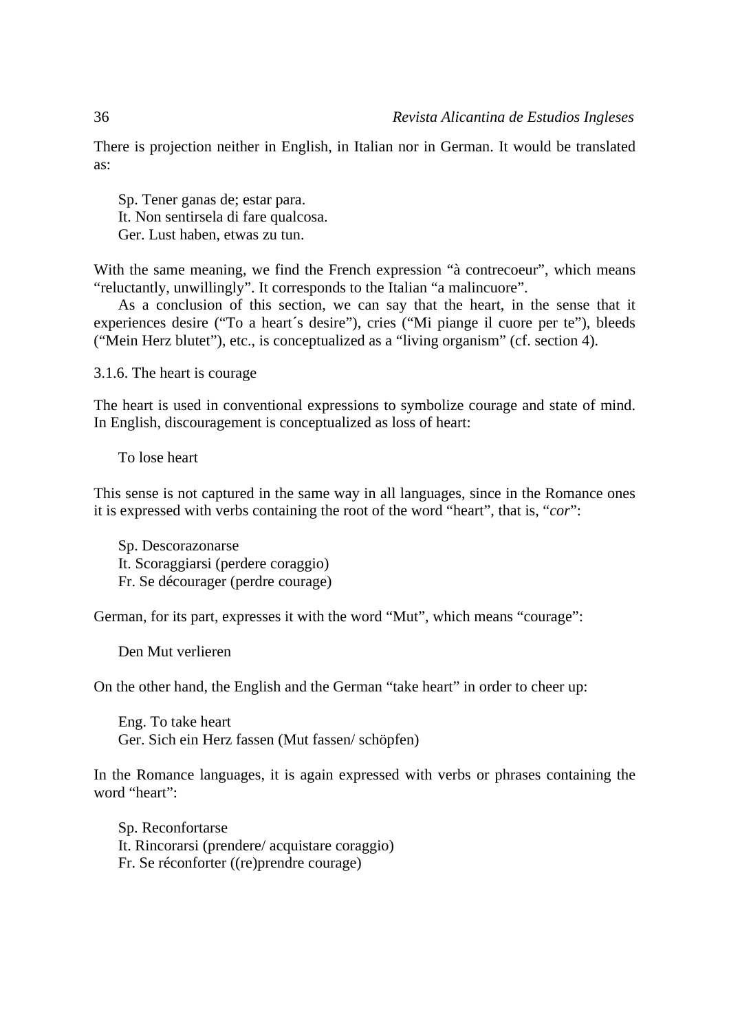There is projection neither in English, in Italian nor in German. It would be translated as:

Sp. Tener ganas de; estar para.
It. Non sentirsela di fare qualcosa.
Ger. Lust haben, etwas zu tun.

With the same meaning, we find the French expression “à contrecoeur”, which means “reluctantly, unwillingly”. It corresponds to the Italian “a malincuore”.

As a conclusion of this section, we can say that the heart, in the sense that it experiences desire (“To a heart´s desire”), cries (“Mi piange il cuore per te”), bleeds (“Mein Herz blutet”), etc., is conceptualized as a “living organism” (cf. section 4).

### 3.1.6. The heart is courage

The heart is used in conventional expressions to symbolize courage and state of mind. In English, discouragement is conceptualized as loss of heart:

To lose heart

This sense is not captured in the same way in all languages, since in the Romance ones it is expressed with verbs containing the root of the word “heart”, that is, “*cor*”:

Sp. Descorazonarse
It. Scoraggiarsi (perdere coraggio)
Fr. Se décourager (perdre courage)

German, for its part, expresses it with the word “Mut”, which means “courage”:

Den Mut verlieren

On the other hand, the English and the German “take heart” in order to cheer up:

Eng. To take heart
Ger. Sich ein Herz fassen (Mut fassen/ schöpfen)

In the Romance languages, it is again expressed with verbs or phrases containing the word “heart”:

Sp. Reconfortarse
It. Rincorarsi (prendere/ acquistare coraggio)
Fr. Se réconforter ((re)prendre courage)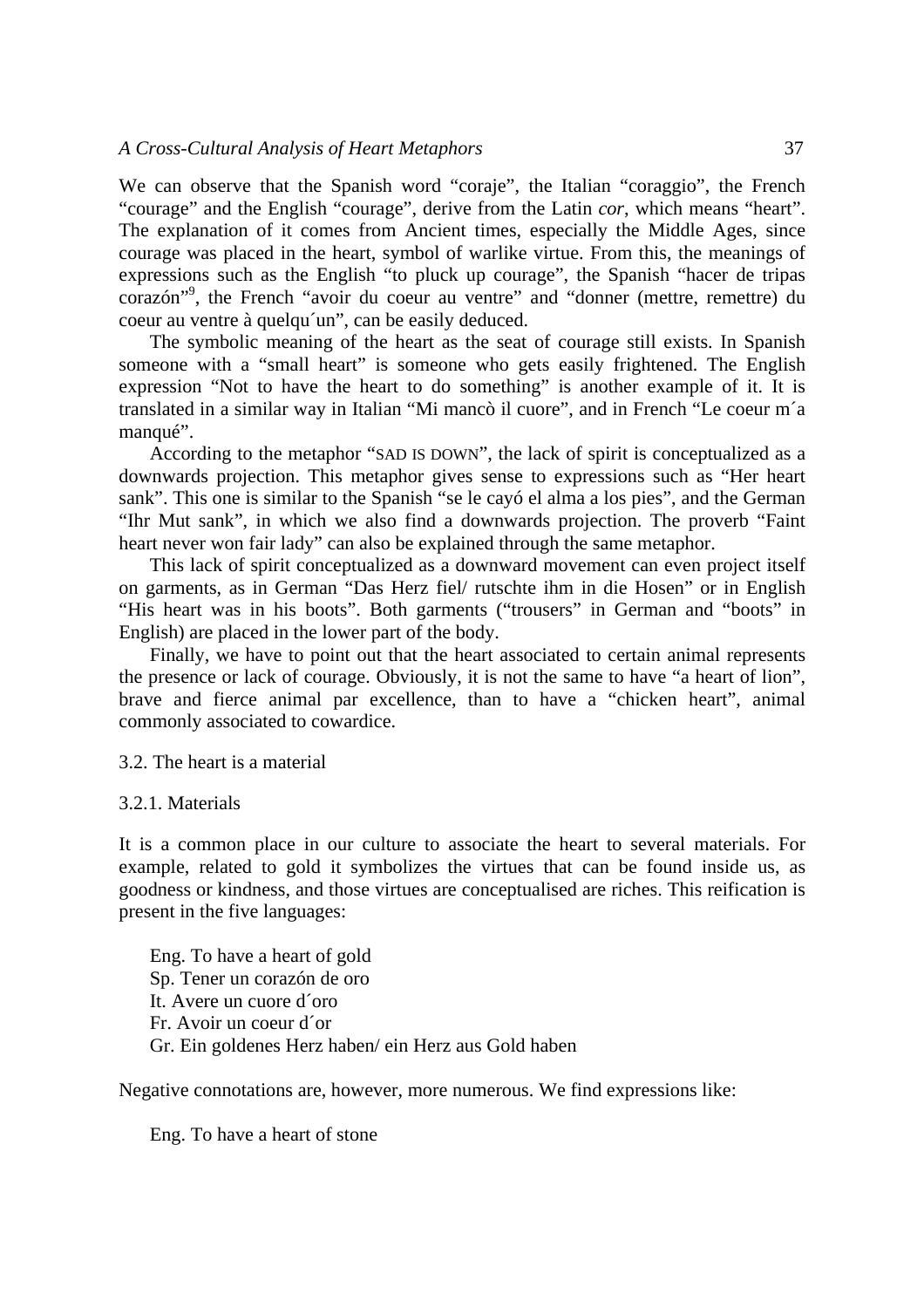We can observe that the Spanish word "coraje", the Italian "coraggio", the French "courage" and the English "courage", derive from the Latin *cor*, which means "heart". The explanation of it comes from Ancient times, especially the Middle Ages, since courage was placed in the heart, symbol of warlike virtue. From this, the meanings of expressions such as the English "to pluck up courage", the Spanish "hacer de tripas corazón"[9], the French "avoir du coeur au ventre" and "donner (mettre, remettre) du coeur au ventre à quelqu´un", can be easily deduced.

The symbolic meaning of the heart as the seat of courage still exists. In Spanish someone with a "small heart" is someone who gets easily frightened. The English expression "Not to have the heart to do something" is another example of it. It is translated in a similar way in Italian "Mi mancò il cuore", and in French "Le coeur m´a manqué".

According to the metaphor "SAD IS DOWN", the lack of spirit is conceptualized as a downwards projection. This metaphor gives sense to expressions such as "Her heart sank". This one is similar to the Spanish "se le cayó el alma a los pies", and the German "Ihr Mut sank", in which we also find a downwards projection. The proverb "Faint heart never won fair lady" can also be explained through the same metaphor.

This lack of spirit conceptualized as a downward movement can even project itself on garments, as in German "Das Herz fiel/ rutschte ihm in die Hosen" or in English "His heart was in his boots". Both garments ("trousers" in German and "boots" in English) are placed in the lower part of the body.

Finally, we have to point out that the heart associated to certain animal represents the presence or lack of courage. Obviously, it is not the same to have "a heart of lion", brave and fierce animal par excellence, than to have a "chicken heart", animal commonly associated to cowardice.

3.2. The heart is a material

3.2.1. Materials

It is a common place in our culture to associate the heart to several materials. For example, related to gold it symbolizes the virtues that can be found inside us, as goodness or kindness, and those virtues are conceptualised are riches. This reification is present in the five languages:

Eng. To have a heart of gold
Sp. Tener un corazón de oro
It. Avere un cuore d´oro
Fr. Avoir un coeur d´or
Gr. Ein goldenes Herz haben/ ein Herz aus Gold haben

Negative connotations are, however, more numerous. We find expressions like:

Eng. To have a heart of stone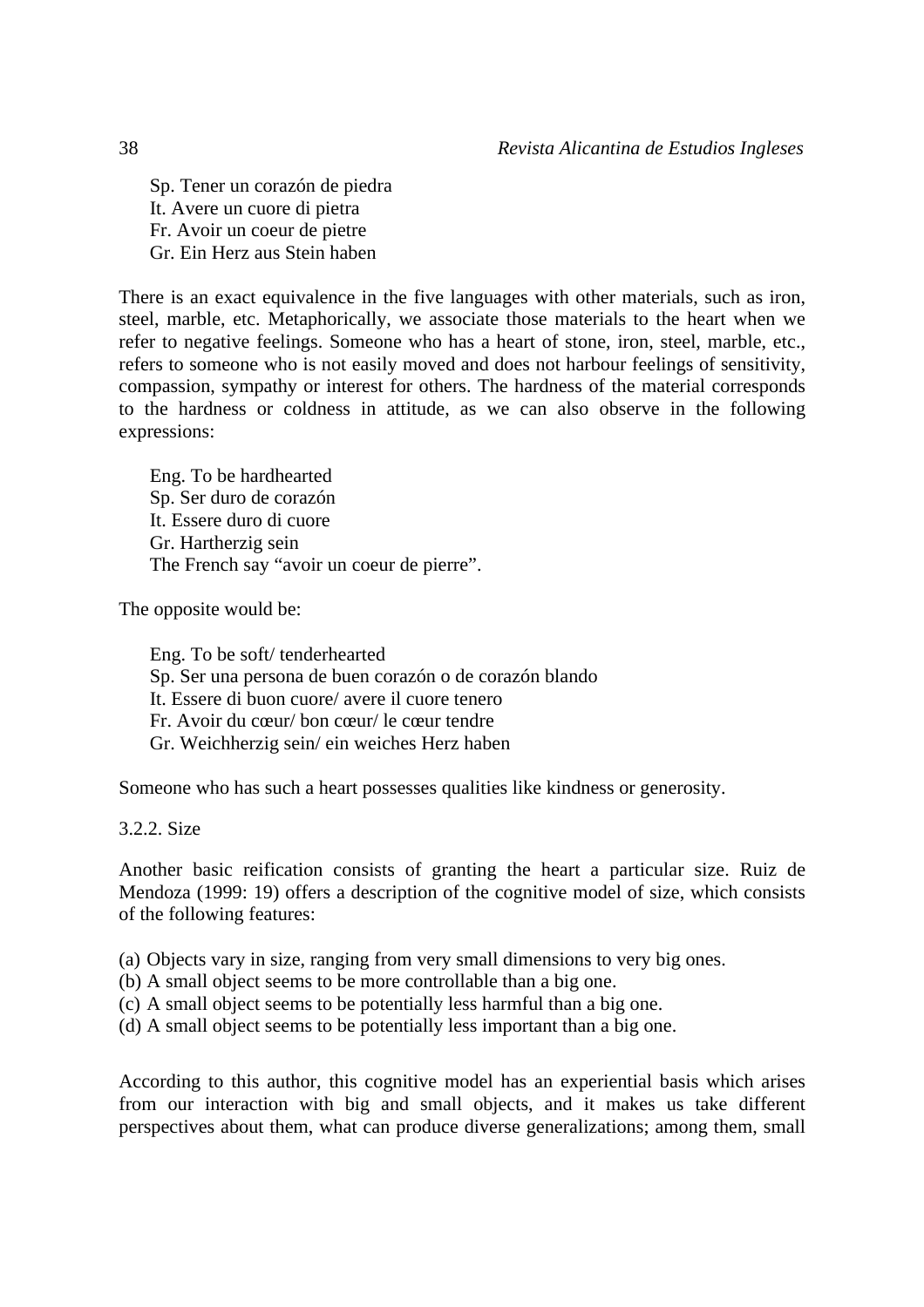Sp. Tener un corazón de piedra  
It. Avere un cuore di pietra  
Fr. Avoir un coeur de pietre  
Gr. Ein Herz aus Stein haben

There is an exact equivalence in the five languages with other materials, such as iron, steel, marble, etc. Metaphorically, we associate those materials to the heart when we refer to negative feelings. Someone who has a heart of stone, iron, steel, marble, etc., refers to someone who is not easily moved and does not harbour feelings of sensitivity, compassion, sympathy or interest for others. The hardness of the material corresponds to the hardness or coldness in attitude, as we can also observe in the following expressions:

Eng. To be hardhearted  
Sp. Ser duro de corazón  
It. Essere duro di cuore  
Gr. Hartherzig sein  
The French say "avoir un coeur de pierre".

The opposite would be:

Eng. To be soft/ tenderhearted  
Sp. Ser una persona de buen corazón o de corazón blando  
It. Essere di buon cuore/ avere il cuore tenero  
Fr. Avoir du cœur/ bon cœur/ le cœur tendre  
Gr. Weichherzig sein/ ein weiches Herz haben

Someone who has such a heart possesses qualities like kindness or generosity.

#### 3.2.2. Size

Another basic reification consists of granting the heart a particular size. Ruiz de Mendoza (1999: 19) offers a description of the cognitive model of size, which consists of the following features:

(a) Objects vary in size, ranging from very small dimensions to very big ones.  
(b) A small object seems to be more controllable than a big one.  
(c) A small object seems to be potentially less harmful than a big one.  
(d) A small object seems to be potentially less important than a big one.

According to this author, this cognitive model has an experiential basis which arises from our interaction with big and small objects, and it makes us take different perspectives about them, what can produce diverse generalizations; among them, small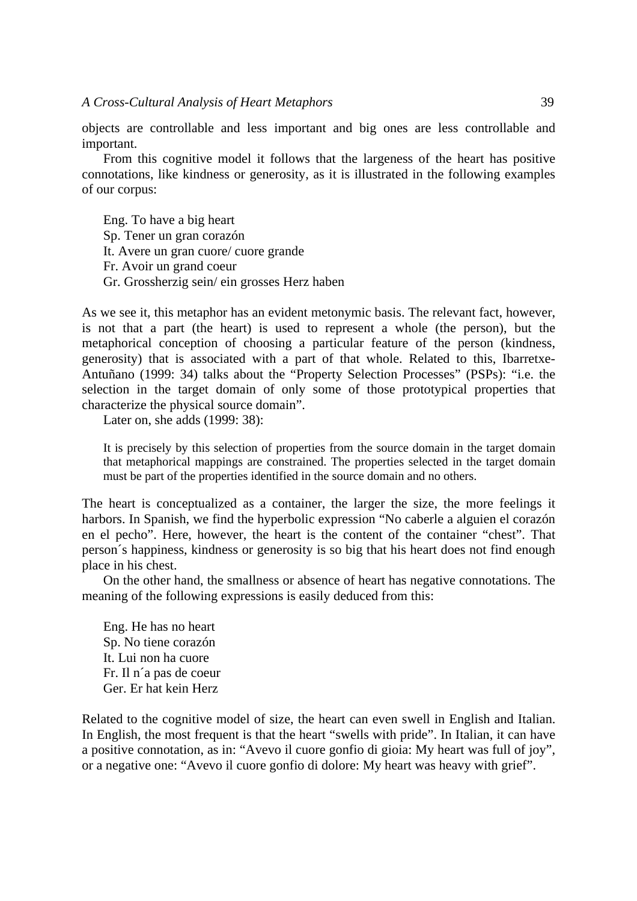objects are controllable and less important and big ones are less controllable and important.

From this cognitive model it follows that the largeness of the heart has positive connotations, like kindness or generosity, as it is illustrated in the following examples of our corpus:

Eng. To have a big heart  
Sp. Tener un gran corazón  
It. Avere un gran cuore/ cuore grande  
Fr. Avoir un grand coeur  
Gr. Grossherzig sein/ ein grosses Herz haben

As we see it, this metaphor has an evident metonymic basis. The relevant fact, however, is not that a part (the heart) is used to represent a whole (the person), but the metaphorical conception of choosing a particular feature of the person (kindness, generosity) that is associated with a part of that whole. Related to this, Ibarretxe-Antuñano (1999: 34) talks about the "Property Selection Processes" (PSPs): "i.e. the selection in the target domain of only some of those prototypical properties that characterize the physical source domain".

Later on, she adds (1999: 38):

> It is precisely by this selection of properties from the source domain in the target domain that metaphorical mappings are constrained. The properties selected in the target domain must be part of the properties identified in the source domain and no others.

The heart is conceptualized as a container, the larger the size, the more feelings it harbors. In Spanish, we find the hyperbolic expression "No caberle a alguien el corazón en el pecho". Here, however, the heart is the content of the container "chest". That person´s happiness, kindness or generosity is so big that his heart does not find enough place in his chest.

On the other hand, the smallness or absence of heart has negative connotations. The meaning of the following expressions is easily deduced from this:

Eng. He has no heart  
Sp. No tiene corazón  
It. Lui non ha cuore  
Fr. Il n´a pas de coeur  
Ger. Er hat kein Herz

Related to the cognitive model of size, the heart can even swell in English and Italian. In English, the most frequent is that the heart "swells with pride". In Italian, it can have a positive connotation, as in: "Avevo il cuore gonfio di gioia: My heart was full of joy", or a negative one: "Avevo il cuore gonfio di dolore: My heart was heavy with grief".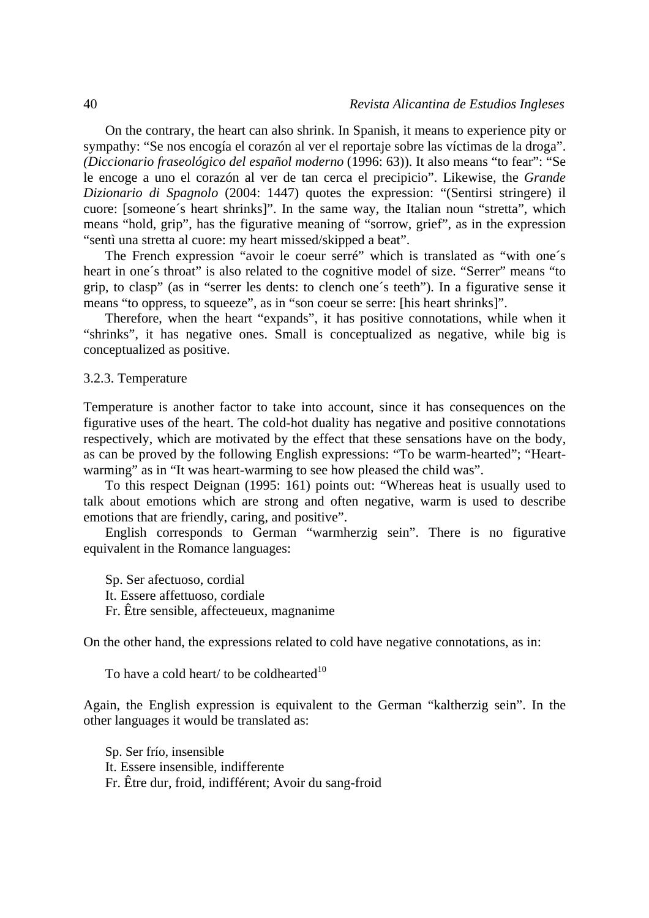On the contrary, the heart can also shrink. In Spanish, it means to experience pity or sympathy: "Se nos encogía el corazón al ver el reportaje sobre las víctimas de la droga". *(Diccionario fraseológico del español moderno* (1996: 63)). It also means "to fear": "Se le encoge a uno el corazón al ver de tan cerca el precipicio". Likewise, the *Grande Dizionario di Spagnolo* (2004: 1447) quotes the expression: "(Sentirsi stringere) il cuore: [someone´s heart shrinks]". In the same way, the Italian noun "stretta", which means "hold, grip", has the figurative meaning of "sorrow, grief", as in the expression "sentì una stretta al cuore: my heart missed/skipped a beat".

The French expression "avoir le coeur serré" which is translated as "with one´s heart in one´s throat" is also related to the cognitive model of size. "Serrer" means "to grip, to clasp" (as in "serrer les dents: to clench one´s teeth"). In a figurative sense it means "to oppress, to squeeze", as in "son coeur se serre: [his heart shrinks]".

Therefore, when the heart "expands", it has positive connotations, while when it "shrinks", it has negative ones. Small is conceptualized as negative, while big is conceptualized as positive.

### 3.2.3. Temperature

Temperature is another factor to take into account, since it has consequences on the figurative uses of the heart. The cold-hot duality has negative and positive connotations respectively, which are motivated by the effect that these sensations have on the body, as can be proved by the following English expressions: "To be warm-hearted"; "Heart-warming" as in "It was heart-warming to see how pleased the child was".

To this respect Deignan (1995: 161) points out: "Whereas heat is usually used to talk about emotions which are strong and often negative, warm is used to describe emotions that are friendly, caring, and positive".

English corresponds to German "warmherzig sein". There is no figurative equivalent in the Romance languages:

Sp. Ser afectuoso, cordial
It. Essere affettuoso, cordiale
Fr. Être sensible, affecteueux, magnanime

On the other hand, the expressions related to cold have negative connotations, as in:

To have a cold heart/ to be coldhearted[10]

Again, the English expression is equivalent to the German "kaltherzig sein". In the other languages it would be translated as:

Sp. Ser frío, insensible
It. Essere insensible, indifferente
Fr. Être dur, froid, indifférent; Avoir du sang-froid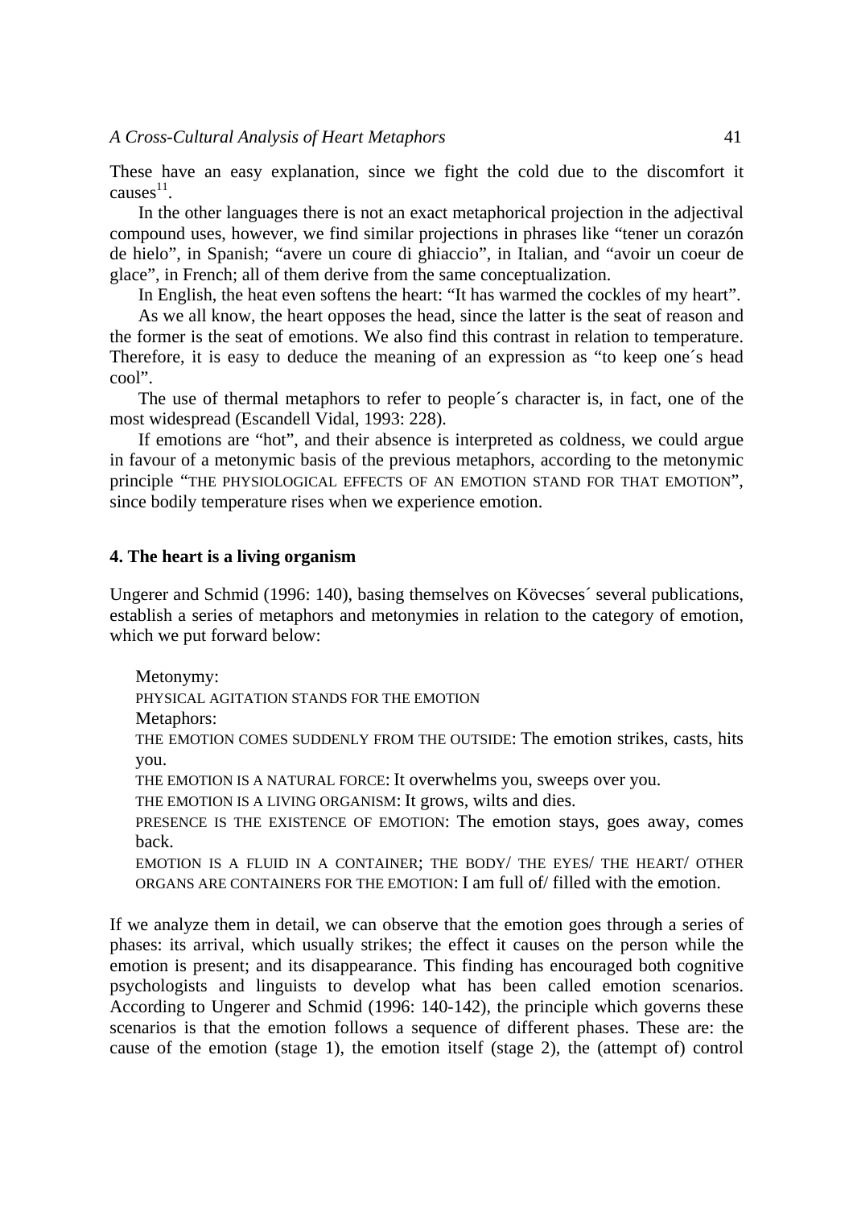These have an easy explanation, since we fight the cold due to the discomfort it causes[11].

In the other languages there is not an exact metaphorical projection in the adjectival compound uses, however, we find similar projections in phrases like "tener un corazón de hielo", in Spanish; "avere un coure di ghiaccio", in Italian, and "avoir un coeur de glace", in French; all of them derive from the same conceptualization.

In English, the heat even softens the heart: "It has warmed the cockles of my heart".

As we all know, the heart opposes the head, since the latter is the seat of reason and the former is the seat of emotions. We also find this contrast in relation to temperature. Therefore, it is easy to deduce the meaning of an expression as "to keep one´s head cool".

The use of thermal metaphors to refer to people´s character is, in fact, one of the most widespread (Escandell Vidal, 1993: 228).

If emotions are "hot", and their absence is interpreted as coldness, we could argue in favour of a metonymic basis of the previous metaphors, according to the metonymic principle "THE PHYSIOLOGICAL EFFECTS OF AN EMOTION STAND FOR THAT EMOTION", since bodily temperature rises when we experience emotion.

## 4. The heart is a living organism

Ungerer and Schmid (1996: 140), basing themselves on Kövecses´ several publications, establish a series of metaphors and metonymies in relation to the category of emotion, which we put forward below:

Metonymy:
PHYSICAL AGITATION STANDS FOR THE EMOTION
Metaphors:
THE EMOTION COMES SUDDENLY FROM THE OUTSIDE: The emotion strikes, casts, hits you.
THE EMOTION IS A NATURAL FORCE: It overwhelms you, sweeps over you.
THE EMOTION IS A LIVING ORGANISM: It grows, wilts and dies.
PRESENCE IS THE EXISTENCE OF EMOTION: The emotion stays, goes away, comes back.
EMOTION IS A FLUID IN A CONTAINER; THE BODY/ THE EYES/ THE HEART/ OTHER ORGANS ARE CONTAINERS FOR THE EMOTION: I am full of/ filled with the emotion.

If we analyze them in detail, we can observe that the emotion goes through a series of phases: its arrival, which usually strikes; the effect it causes on the person while the emotion is present; and its disappearance. This finding has encouraged both cognitive psychologists and linguists to develop what has been called emotion scenarios. According to Ungerer and Schmid (1996: 140-142), the principle which governs these scenarios is that the emotion follows a sequence of different phases. These are: the cause of the emotion (stage 1), the emotion itself (stage 2), the (attempt of) control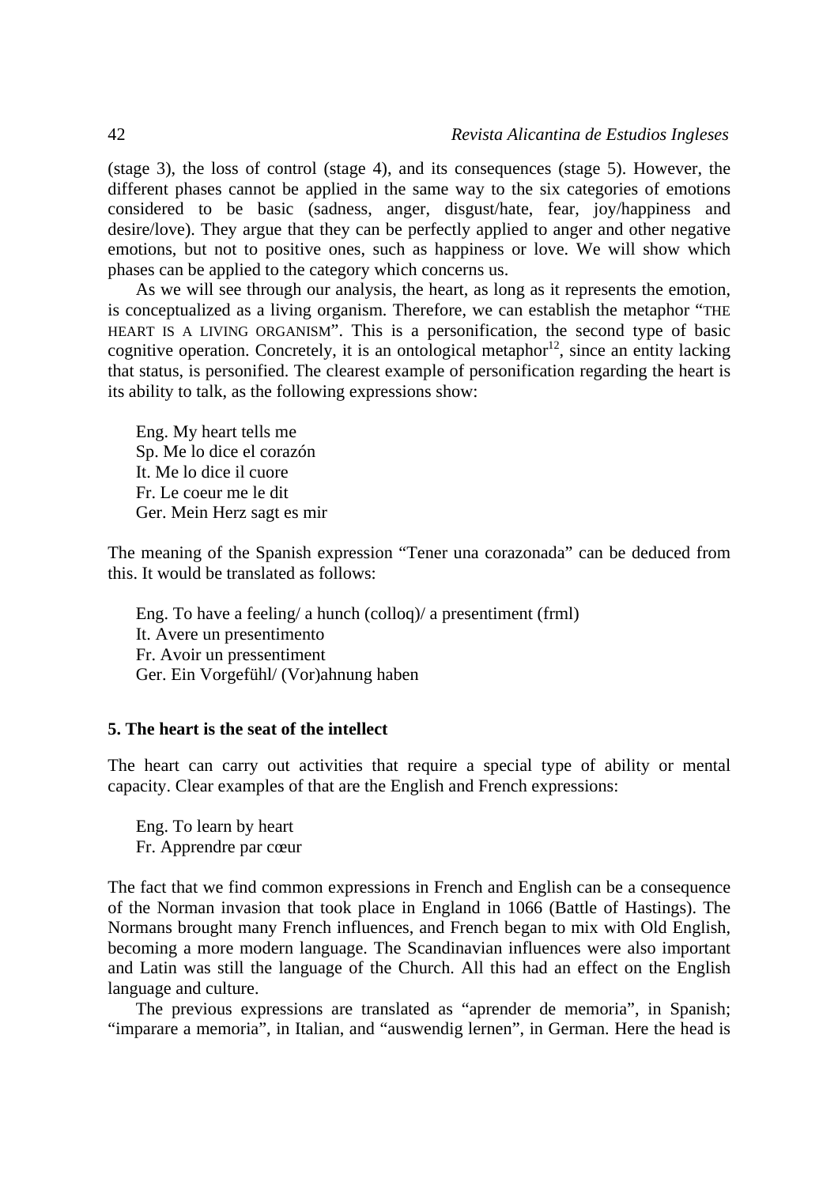(stage 3), the loss of control (stage 4), and its consequences (stage 5). However, the different phases cannot be applied in the same way to the six categories of emotions considered to be basic (sadness, anger, disgust/hate, fear, joy/happiness and desire/love). They argue that they can be perfectly applied to anger and other negative emotions, but not to positive ones, such as happiness or love. We will show which phases can be applied to the category which concerns us.

As we will see through our analysis, the heart, as long as it represents the emotion, is conceptualized as a living organism. Therefore, we can establish the metaphor "THE HEART IS A LIVING ORGANISM". This is a personification, the second type of basic cognitive operation. Concretely, it is an ontological metaphor[12], since an entity lacking that status, is personified. The clearest example of personification regarding the heart is its ability to talk, as the following expressions show:

Eng. My heart tells me
Sp. Me lo dice el corazón
It. Me lo dice il cuore
Fr. Le coeur me le dit
Ger. Mein Herz sagt es mir

The meaning of the Spanish expression "Tener una corazonada" can be deduced from this. It would be translated as follows:

Eng. To have a feeling/ a hunch (colloq)/ a presentiment (frml)
It. Avere un presentimento
Fr. Avoir un pressentiment
Ger. Ein Vorgefühl/ (Vor)ahnung haben

## 5. The heart is the seat of the intellect

The heart can carry out activities that require a special type of ability or mental capacity. Clear examples of that are the English and French expressions:

Eng. To learn by heart
Fr. Apprendre par cœur

The fact that we find common expressions in French and English can be a consequence of the Norman invasion that took place in England in 1066 (Battle of Hastings). The Normans brought many French influences, and French began to mix with Old English, becoming a more modern language. The Scandinavian influences were also important and Latin was still the language of the Church. All this had an effect on the English language and culture.

The previous expressions are translated as "aprender de memoria", in Spanish; "imparare a memoria", in Italian, and "auswendig lernen", in German. Here the head is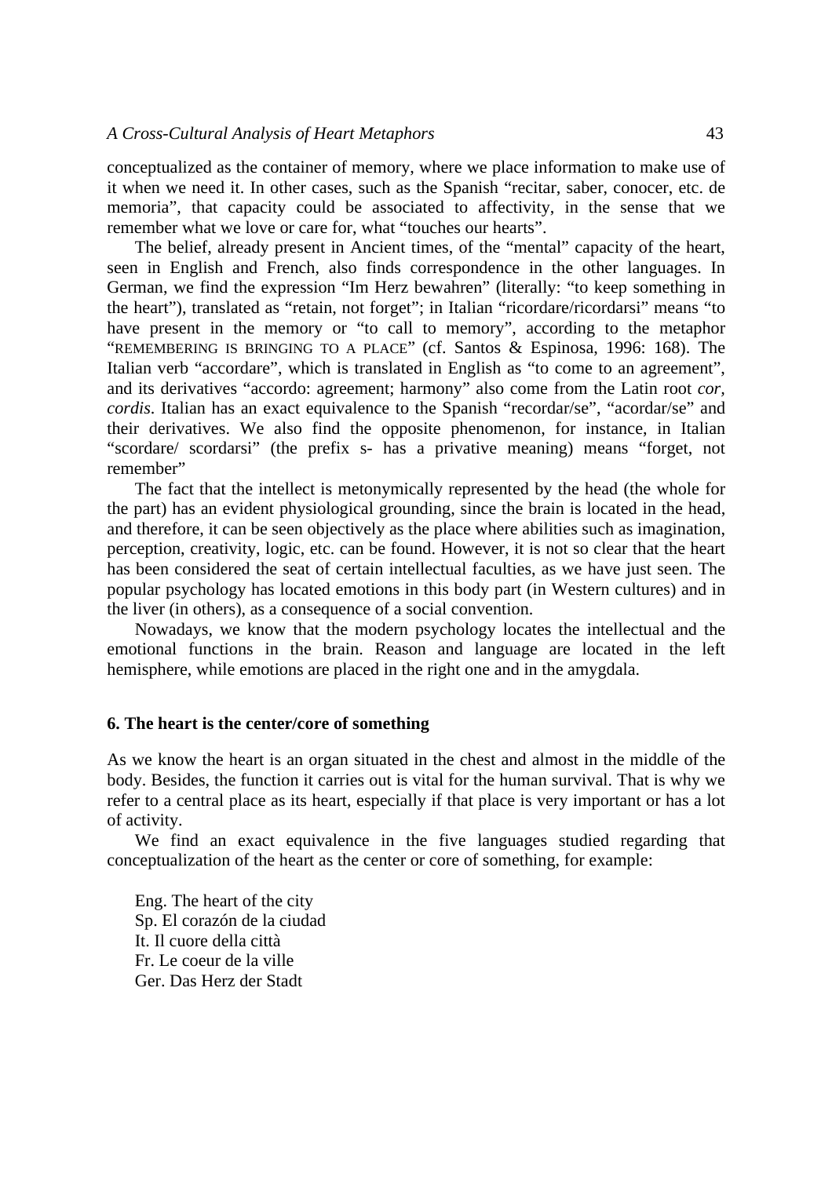conceptualized as the container of memory, where we place information to make use of it when we need it. In other cases, such as the Spanish "recitar, saber, conocer, etc. de memoria", that capacity could be associated to affectivity, in the sense that we remember what we love or care for, what "touches our hearts".

The belief, already present in Ancient times, of the "mental" capacity of the heart, seen in English and French, also finds correspondence in the other languages. In German, we find the expression "Im Herz bewahren" (literally: "to keep something in the heart"), translated as "retain, not forget"; in Italian "ricordare/ricordarsi" means "to have present in the memory or "to call to memory", according to the metaphor "REMEMBERING IS BRINGING TO A PLACE" (cf. Santos & Espinosa, 1996: 168). The Italian verb "accordare", which is translated in English as "to come to an agreement", and its derivatives "accordo: agreement; harmony" also come from the Latin root *cor, cordis*. Italian has an exact equivalence to the Spanish "recordar/se", "acordar/se" and their derivatives. We also find the opposite phenomenon, for instance, in Italian "scordare/ scordarsi" (the prefix s- has a privative meaning) means "forget, not remember"

The fact that the intellect is metonymically represented by the head (the whole for the part) has an evident physiological grounding, since the brain is located in the head, and therefore, it can be seen objectively as the place where abilities such as imagination, perception, creativity, logic, etc. can be found. However, it is not so clear that the heart has been considered the seat of certain intellectual faculties, as we have just seen. The popular psychology has located emotions in this body part (in Western cultures) and in the liver (in others), as a consequence of a social convention.

Nowadays, we know that the modern psychology locates the intellectual and the emotional functions in the brain. Reason and language are located in the left hemisphere, while emotions are placed in the right one and in the amygdala.

## 6. The heart is the center/core of something

As we know the heart is an organ situated in the chest and almost in the middle of the body. Besides, the function it carries out is vital for the human survival. That is why we refer to a central place as its heart, especially if that place is very important or has a lot of activity.

We find an exact equivalence in the five languages studied regarding that conceptualization of the heart as the center or core of something, for example:

Eng. The heart of the city
Sp. El corazón de la ciudad
It. Il cuore della città
Fr. Le coeur de la ville
Ger. Das Herz der Stadt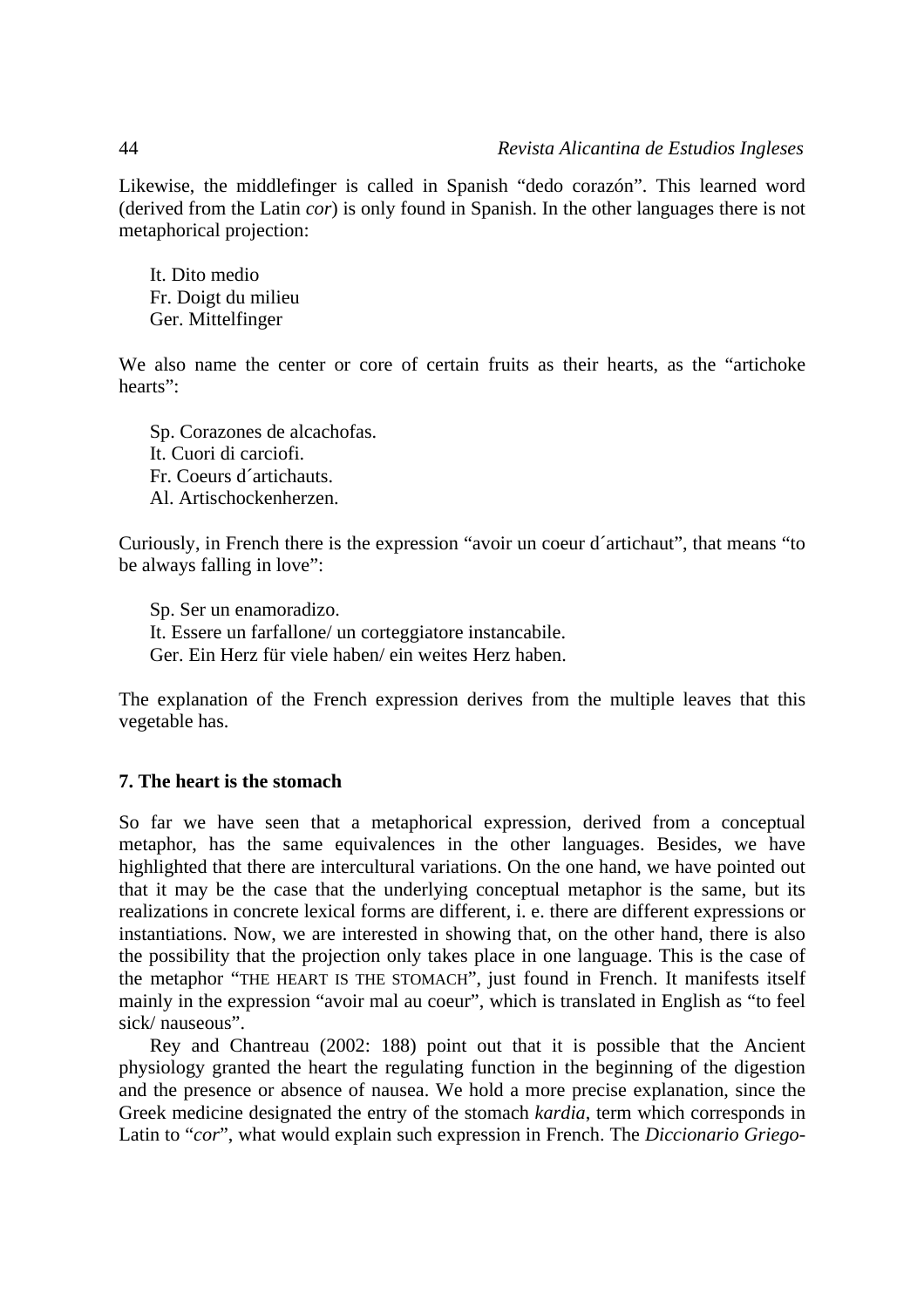Likewise, the middlefinger is called in Spanish "dedo corazón". This learned word (derived from the Latin *cor*) is only found in Spanish. In the other languages there is not metaphorical projection:

It. Dito medio
Fr. Doigt du milieu
Ger. Mittelfinger

We also name the center or core of certain fruits as their hearts, as the "artichoke hearts":

Sp. Corazones de alcachofas.
It. Cuori di carciofi.
Fr. Coeurs d´artichauts.
Al. Artischockenherzen.

Curiously, in French there is the expression "avoir un coeur d´artichaut", that means "to be always falling in love":

Sp. Ser un enamoradizo.
It. Essere un farfallone/ un corteggiatore instancabile.
Ger. Ein Herz für viele haben/ ein weites Herz haben.

The explanation of the French expression derives from the multiple leaves that this vegetable has.

**7. The heart is the stomach**

So far we have seen that a metaphorical expression, derived from a conceptual metaphor, has the same equivalences in the other languages. Besides, we have highlighted that there are intercultural variations. On the one hand, we have pointed out that it may be the case that the underlying conceptual metaphor is the same, but its realizations in concrete lexical forms are different, i. e. there are different expressions or instantiations. Now, we are interested in showing that, on the other hand, there is also the possibility that the projection only takes place in one language. This is the case of the metaphor "THE HEART IS THE STOMACH", just found in French. It manifests itself mainly in the expression "avoir mal au coeur", which is translated in English as "to feel sick/ nauseous".

Rey and Chantreau (2002: 188) point out that it is possible that the Ancient physiology granted the heart the regulating function in the beginning of the digestion and the presence or absence of nausea. We hold a more precise explanation, since the Greek medicine designated the entry of the stomach *kardia*, term which corresponds in Latin to "*cor*", what would explain such expression in French. The *Diccionario Griego-*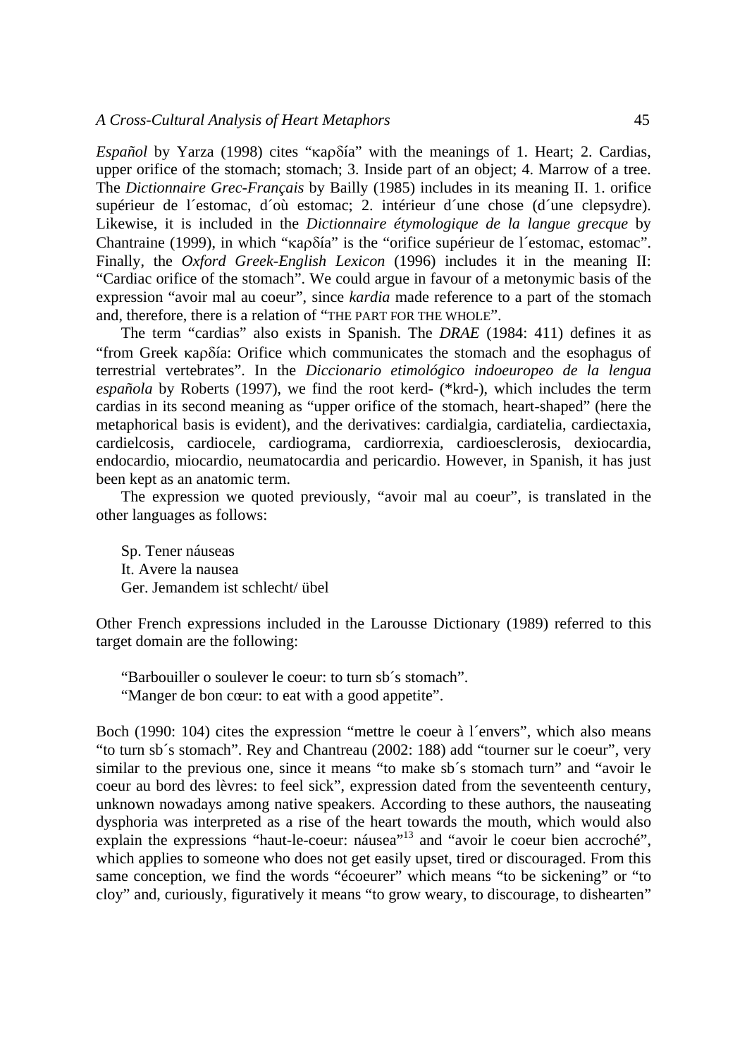*Español* by Yarza (1998) cites "καρδία" with the meanings of 1. Heart; 2. Cardias, upper orifice of the stomach; stomach; 3. Inside part of an object; 4. Marrow of a tree. The *Dictionnaire Grec-Français* by Bailly (1985) includes in its meaning II. 1. orifice supérieur de l´estomac, d´où estomac; 2. intérieur d´une chose (d´une clepsydre). Likewise, it is included in the *Dictionnaire étymologique de la langue grecque* by Chantraine (1999), in which "καρδία" is the "orifice supérieur de l´estomac, estomac". Finally, the *Oxford Greek-English Lexicon* (1996) includes it in the meaning II: "Cardiac orifice of the stomach". We could argue in favour of a metonymic basis of the expression "avoir mal au coeur", since *kardia* made reference to a part of the stomach and, therefore, there is a relation of "THE PART FOR THE WHOLE".

The term "cardias" also exists in Spanish. The *DRAE* (1984: 411) defines it as "from Greek καρδία: Orifice which communicates the stomach and the esophagus of terrestrial vertebrates". In the *Diccionario etimológico indoeuropeo de la lengua española* by Roberts (1997), we find the root kerd- (*krd-), which includes the term cardias in its second meaning as "upper orifice of the stomach, heart-shaped" (here the metaphorical basis is evident), and the derivatives: cardialgia, cardiatelia, cardiectaxia, cardielcosis, cardiocele, cardiograma, cardiorrexia, cardioesclerosis, dexiocardia, endocardio, miocardio, neumatocardia and pericardio. However, in Spanish, it has just been kept as an anatomic term.

The expression we quoted previously, "avoir mal au coeur", is translated in the other languages as follows:

Sp. Tener náuseas
It. Avere la nausea
Ger. Jemandem ist schlecht/ übel

Other French expressions included in the Larousse Dictionary (1989) referred to this target domain are the following:

"Barbouiller o soulever le coeur: to turn sb´s stomach".
"Manger de bon cœur: to eat with a good appetite".

Boch (1990: 104) cites the expression "mettre le coeur à l´envers", which also means "to turn sb´s stomach". Rey and Chantreau (2002: 188) add "tourner sur le coeur", very similar to the previous one, since it means "to make sb´s stomach turn" and "avoir le coeur au bord des lèvres: to feel sick", expression dated from the seventeenth century, unknown nowadays among native speakers. According to these authors, the nauseating dysphoria was interpreted as a rise of the heart towards the mouth, which would also explain the expressions "haut-le-coeur: náusea"[13] and "avoir le coeur bien accroché", which applies to someone who does not get easily upset, tired or discouraged. From this same conception, we find the words "écoeurer" which means "to be sickening" or "to cloy" and, curiously, figuratively it means "to grow weary, to discourage, to dishearten"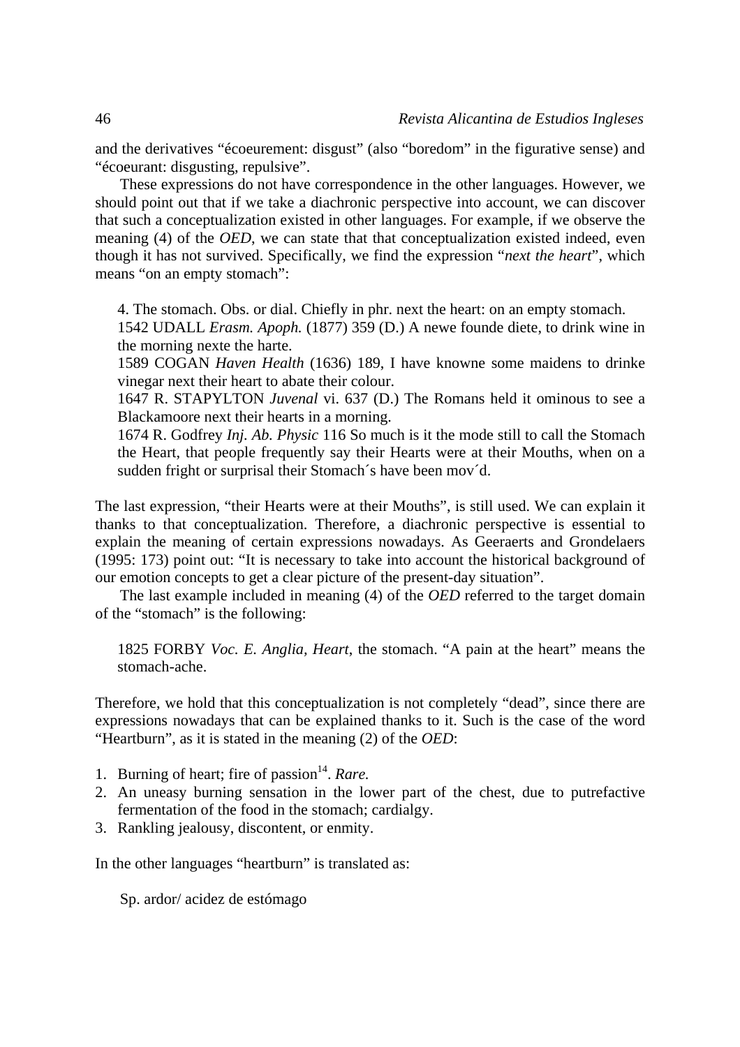and the derivatives "écoeurement: disgust" (also "boredom" in the figurative sense) and "écoeurant: disgusting, repulsive".

These expressions do not have correspondence in the other languages. However, we should point out that if we take a diachronic perspective into account, we can discover that such a conceptualization existed in other languages. For example, if we observe the meaning (4) of the *OED*, we can state that that conceptualization existed indeed, even though it has not survived. Specifically, we find the expression "*next the heart*", which means "on an empty stomach":

> 4. The stomach. Obs. or dial. Chiefly in phr. next the heart: on an empty stomach.
> 1542 UDALL *Erasm. Apoph.* (1877) 359 (D.) A newe founde diete, to drink wine in the morning nexte the harte.
> 1589 COGAN *Haven Health* (1636) 189, I have knowne some maidens to drinke vinegar next their heart to abate their colour.
> 1647 R. STAPYLTON *Juvenal* vi. 637 (D.) The Romans held it ominous to see a Blackamoore next their hearts in a morning.
> 1674 R. Godfrey *Inj. Ab. Physic* 116 So much is it the mode still to call the Stomach the Heart, that people frequently say their Hearts were at their Mouths, when on a sudden fright or surprisal their Stomach´s have been mov´d.

The last expression, "their Hearts were at their Mouths", is still used. We can explain it thanks to that conceptualization. Therefore, a diachronic perspective is essential to explain the meaning of certain expressions nowadays. As Geeraerts and Grondelaers (1995: 173) point out: "It is necessary to take into account the historical background of our emotion concepts to get a clear picture of the present-day situation".

The last example included in meaning (4) of the *OED* referred to the target domain of the "stomach" is the following:

> 1825 FORBY *Voc. E. Anglia*, *Heart*, the stomach. "A pain at the heart" means the stomach-ache.

Therefore, we hold that this conceptualization is not completely "dead", since there are expressions nowadays that can be explained thanks to it. Such is the case of the word "Heartburn", as it is stated in the meaning (2) of the *OED*:

1. Burning of heart; fire of passion[14]. *Rare.*
2. An uneasy burning sensation in the lower part of the chest, due to putrefactive fermentation of the food in the stomach; cardialgy.
3. Rankling jealousy, discontent, or enmity.

In the other languages "heartburn" is translated as:

> Sp. ardor/ acidez de estómago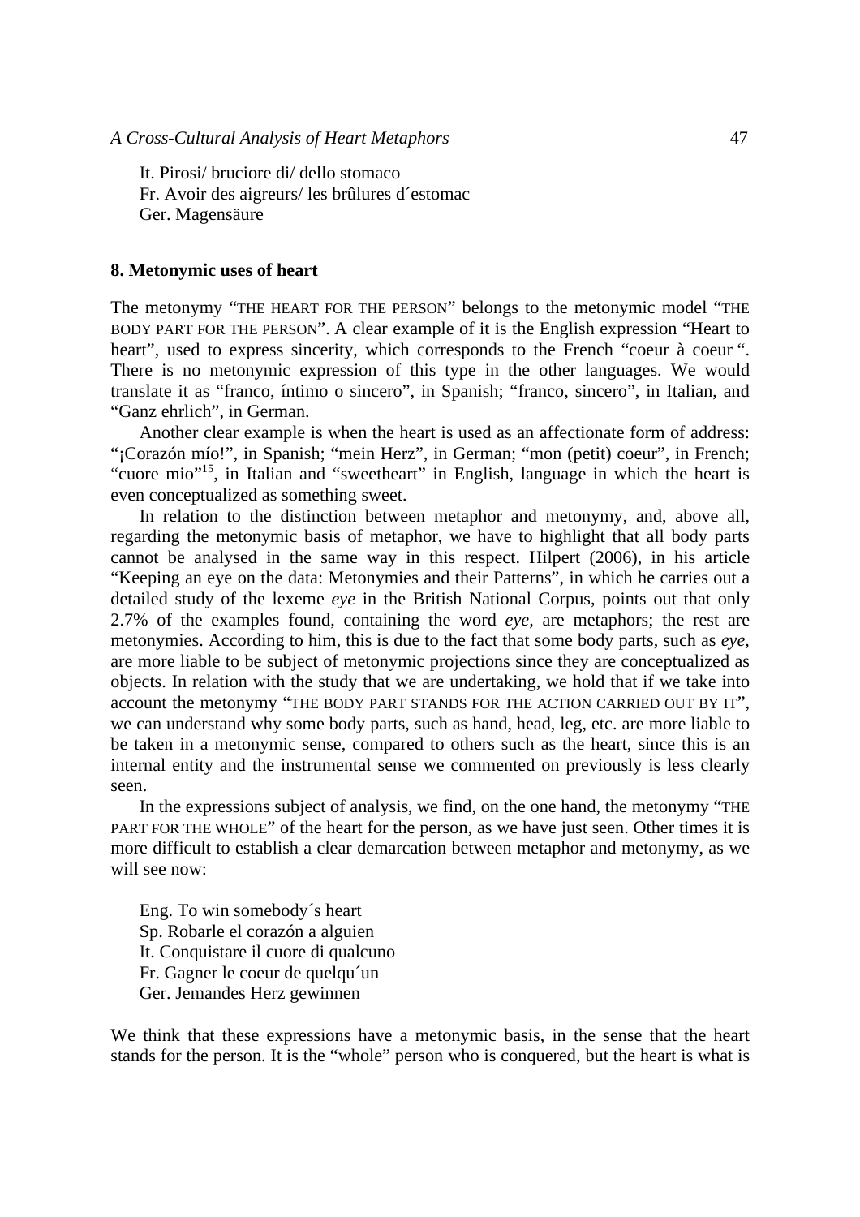It. Pirosi/ bruciore di/ dello stomaco
Fr. Avoir des aigreurs/ les brûlures d´estomac
Ger. Magensäure

## 8. Metonymic uses of heart

The metonymy "THE HEART FOR THE PERSON" belongs to the metonymic model "THE BODY PART FOR THE PERSON". A clear example of it is the English expression "Heart to heart", used to express sincerity, which corresponds to the French "coeur à coeur ". There is no metonymic expression of this type in the other languages. We would translate it as "franco, íntimo o sincero", in Spanish; "franco, sincero", in Italian, and "Ganz ehrlich", in German.

Another clear example is when the heart is used as an affectionate form of address: "¡Corazón mío!", in Spanish; "mein Herz", in German; "mon (petit) coeur", in French; "cuore mio"[15], in Italian and "sweetheart" in English, language in which the heart is even conceptualized as something sweet.

In relation to the distinction between metaphor and metonymy, and, above all, regarding the metonymic basis of metaphor, we have to highlight that all body parts cannot be analysed in the same way in this respect. Hilpert (2006), in his article "Keeping an eye on the data: Metonymies and their Patterns", in which he carries out a detailed study of the lexeme *eye* in the British National Corpus, points out that only 2.7% of the examples found, containing the word *eye*, are metaphors; the rest are metonymies. According to him, this is due to the fact that some body parts, such as *eye*, are more liable to be subject of metonymic projections since they are conceptualized as objects. In relation with the study that we are undertaking, we hold that if we take into account the metonymy "THE BODY PART STANDS FOR THE ACTION CARRIED OUT BY IT", we can understand why some body parts, such as hand, head, leg, etc. are more liable to be taken in a metonymic sense, compared to others such as the heart, since this is an internal entity and the instrumental sense we commented on previously is less clearly seen.

In the expressions subject of analysis, we find, on the one hand, the metonymy "THE PART FOR THE WHOLE" of the heart for the person, as we have just seen. Other times it is more difficult to establish a clear demarcation between metaphor and metonymy, as we will see now:

Eng. To win somebody´s heart
Sp. Robarle el corazón a alguien
It. Conquistare il cuore di qualcuno
Fr. Gagner le coeur de quelqu´un
Ger. Jemandes Herz gewinnen

We think that these expressions have a metonymic basis, in the sense that the heart stands for the person. It is the "whole" person who is conquered, but the heart is what is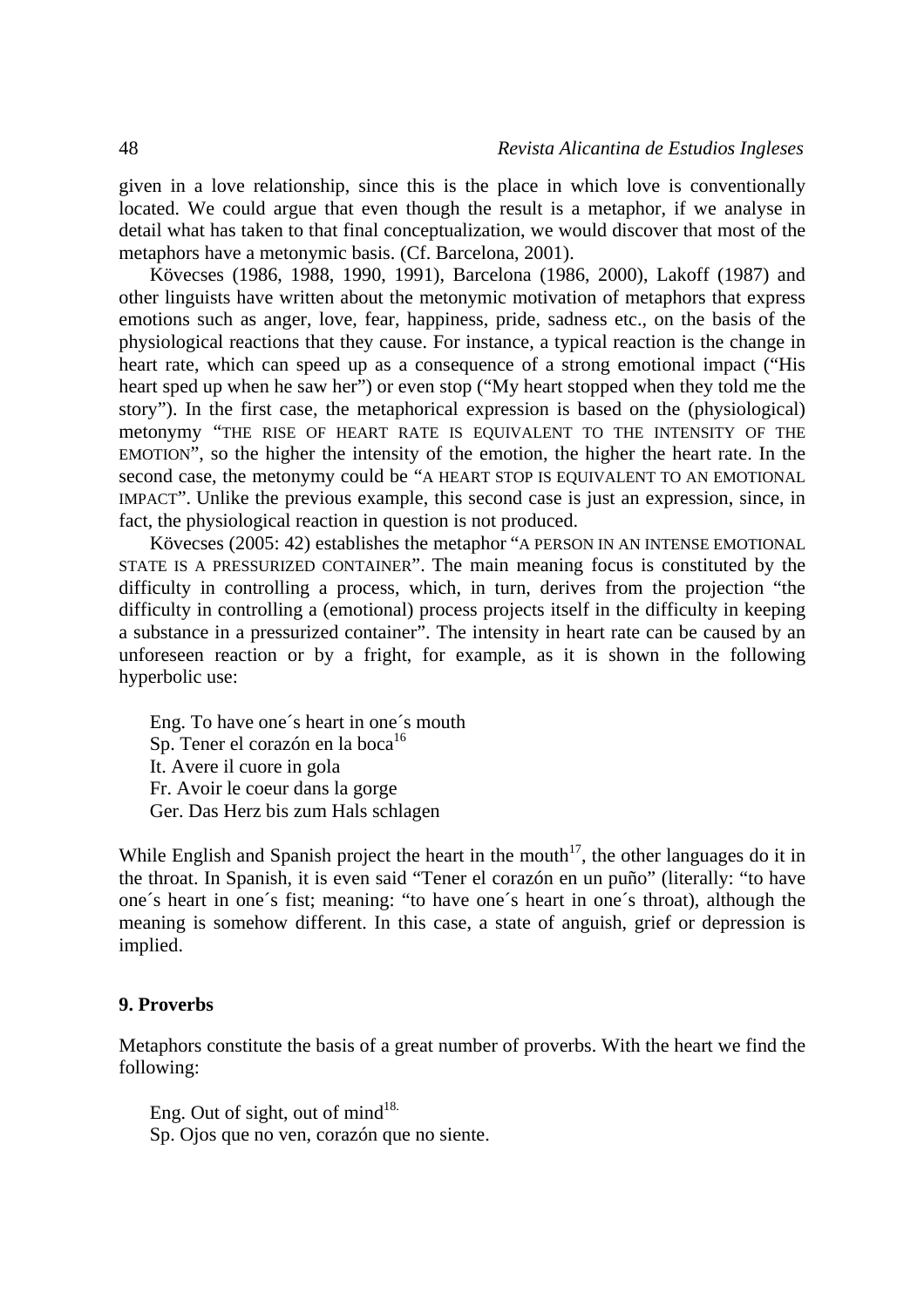given in a love relationship, since this is the place in which love is conventionally located. We could argue that even though the result is a metaphor, if we analyse in detail what has taken to that final conceptualization, we would discover that most of the metaphors have a metonymic basis. (Cf. Barcelona, 2001).

Kövecses (1986, 1988, 1990, 1991), Barcelona (1986, 2000), Lakoff (1987) and other linguists have written about the metonymic motivation of metaphors that express emotions such as anger, love, fear, happiness, pride, sadness etc., on the basis of the physiological reactions that they cause. For instance, a typical reaction is the change in heart rate, which can speed up as a consequence of a strong emotional impact ("His heart sped up when he saw her") or even stop ("My heart stopped when they told me the story"). In the first case, the metaphorical expression is based on the (physiological) metonymy "THE RISE OF HEART RATE IS EQUIVALENT TO THE INTENSITY OF THE EMOTION", so the higher the intensity of the emotion, the higher the heart rate. In the second case, the metonymy could be "A HEART STOP IS EQUIVALENT TO AN EMOTIONAL IMPACT". Unlike the previous example, this second case is just an expression, since, in fact, the physiological reaction in question is not produced.

Kövecses (2005: 42) establishes the metaphor "A PERSON IN AN INTENSE EMOTIONAL STATE IS A PRESSURIZED CONTAINER". The main meaning focus is constituted by the difficulty in controlling a process, which, in turn, derives from the projection "the difficulty in controlling a (emotional) process projects itself in the difficulty in keeping a substance in a pressurized container". The intensity in heart rate can be caused by an unforeseen reaction or by a fright, for example, as it is shown in the following hyperbolic use:

Eng. To have one´s heart in one´s mouth
Sp. Tener el corazón en la boca[16]
It. Avere il cuore in gola
Fr. Avoir le coeur dans la gorge
Ger. Das Herz bis zum Hals schlagen

While English and Spanish project the heart in the mouth[17], the other languages do it in the throat. In Spanish, it is even said "Tener el corazón en un puño" (literally: "to have one´s heart in one´s fist; meaning: "to have one´s heart in one´s throat), although the meaning is somehow different. In this case, a state of anguish, grief or depression is implied.

## 9. Proverbs

Metaphors constitute the basis of a great number of proverbs. With the heart we find the following:

Eng. Out of sight, out of mind[18.]
Sp. Ojos que no ven, corazón que no siente.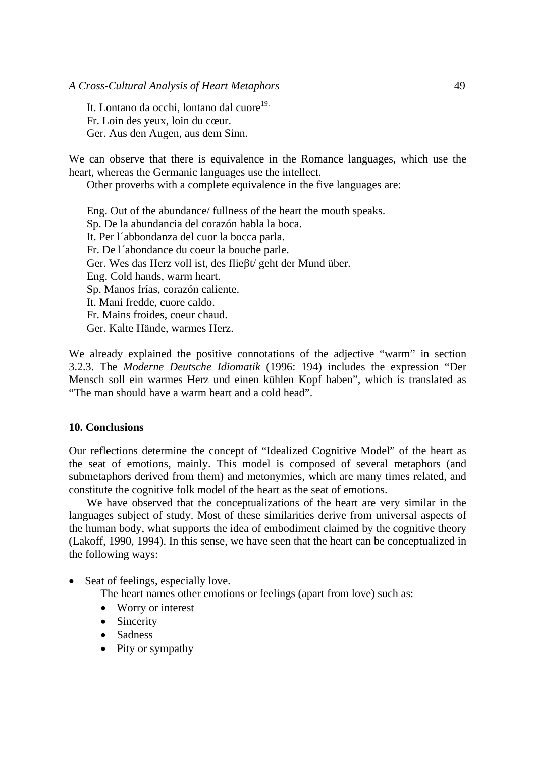It. Lontano da occhi, lontano dal cuore[19.]
Fr. Loin des yeux, loin du cœur.
Ger. Aus den Augen, aus dem Sinn.

We can observe that there is equivalence in the Romance languages, which use the heart, whereas the Germanic languages use the intellect.

Other proverbs with a complete equivalence in the five languages are:

Eng. Out of the abundance/ fullness of the heart the mouth speaks.
Sp. De la abundancia del corazón habla la boca.
It. Per l´abbondanza del cuor la bocca parla.
Fr. De l´abondance du coeur la bouche parle.
Ger. Wes das Herz voll ist, des flieβt/ geht der Mund über.
Eng. Cold hands, warm heart.
Sp. Manos frías, corazón caliente.
It. Mani fredde, cuore caldo.
Fr. Mains froides, coeur chaud.
Ger. Kalte Hände, warmes Herz.

We already explained the positive connotations of the adjective "warm" in section 3.2.3. The *Moderne Deutsche Idiomatik* (1996: 194) includes the expression "Der Mensch soll ein warmes Herz und einen kühlen Kopf haben", which is translated as "The man should have a warm heart and a cold head".

## 10. Conclusions

Our reflections determine the concept of "Idealized Cognitive Model" of the heart as the seat of emotions, mainly. This model is composed of several metaphors (and submetaphors derived from them) and metonymies, which are many times related, and constitute the cognitive folk model of the heart as the seat of emotions.

We have observed that the conceptualizations of the heart are very similar in the languages subject of study. Most of these similarities derive from universal aspects of the human body, what supports the idea of embodiment claimed by the cognitive theory (Lakoff, 1990, 1994). In this sense, we have seen that the heart can be conceptualized in the following ways:

- Seat of feelings, especially love.

  The heart names other emotions or feelings (apart from love) such as:

  - Worry or interest
  - Sincerity
  - Sadness
  - Pity or sympathy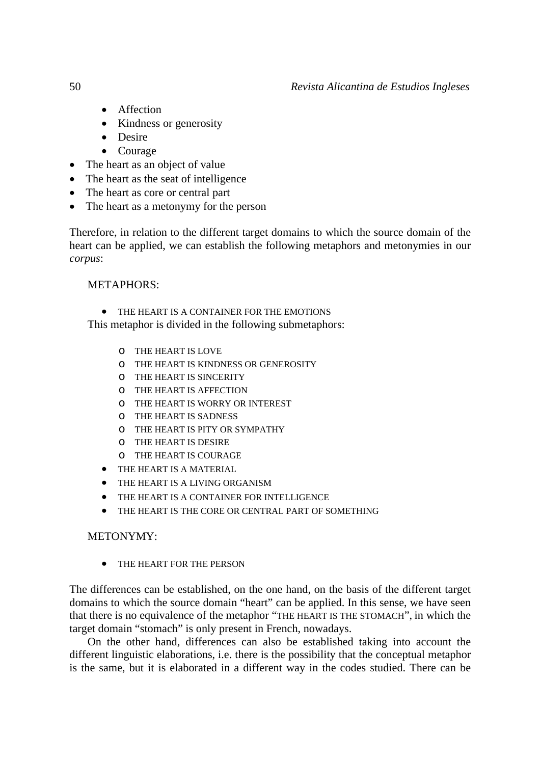- Affection
    - Kindness or generosity
    - Desire
    - Courage
- The heart as an object of value
- The heart as the seat of intelligence
- The heart as core or central part
- The heart as a metonymy for the person

Therefore, in relation to the different target domains to which the source domain of the heart can be applied, we can establish the following metaphors and metonymies in our *corpus*:

METAPHORS:

- THE HEART IS A CONTAINER FOR THE EMOTIONS

This metaphor is divided in the following submetaphors:

    - THE HEART IS LOVE
    - THE HEART IS KINDNESS OR GENEROSITY
    - THE HEART IS SINCERITY
    - THE HEART IS AFFECTION
    - THE HEART IS WORRY OR INTEREST
    - THE HEART IS SADNESS
    - THE HEART IS PITY OR SYMPATHY
    - THE HEART IS DESIRE
    - THE HEART IS COURAGE
- THE HEART IS A MATERIAL
- THE HEART IS A LIVING ORGANISM
- THE HEART IS A CONTAINER FOR INTELLIGENCE
- THE HEART IS THE CORE OR CENTRAL PART OF SOMETHING

METONYMY:

- THE HEART FOR THE PERSON

The differences can be established, on the one hand, on the basis of the different target domains to which the source domain "heart" can be applied. In this sense, we have seen that there is no equivalence of the metaphor "THE HEART IS THE STOMACH", in which the target domain "stomach" is only present in French, nowadays.

On the other hand, differences can also be established taking into account the different linguistic elaborations, i.e. there is the possibility that the conceptual metaphor is the same, but it is elaborated in a different way in the codes studied. There can be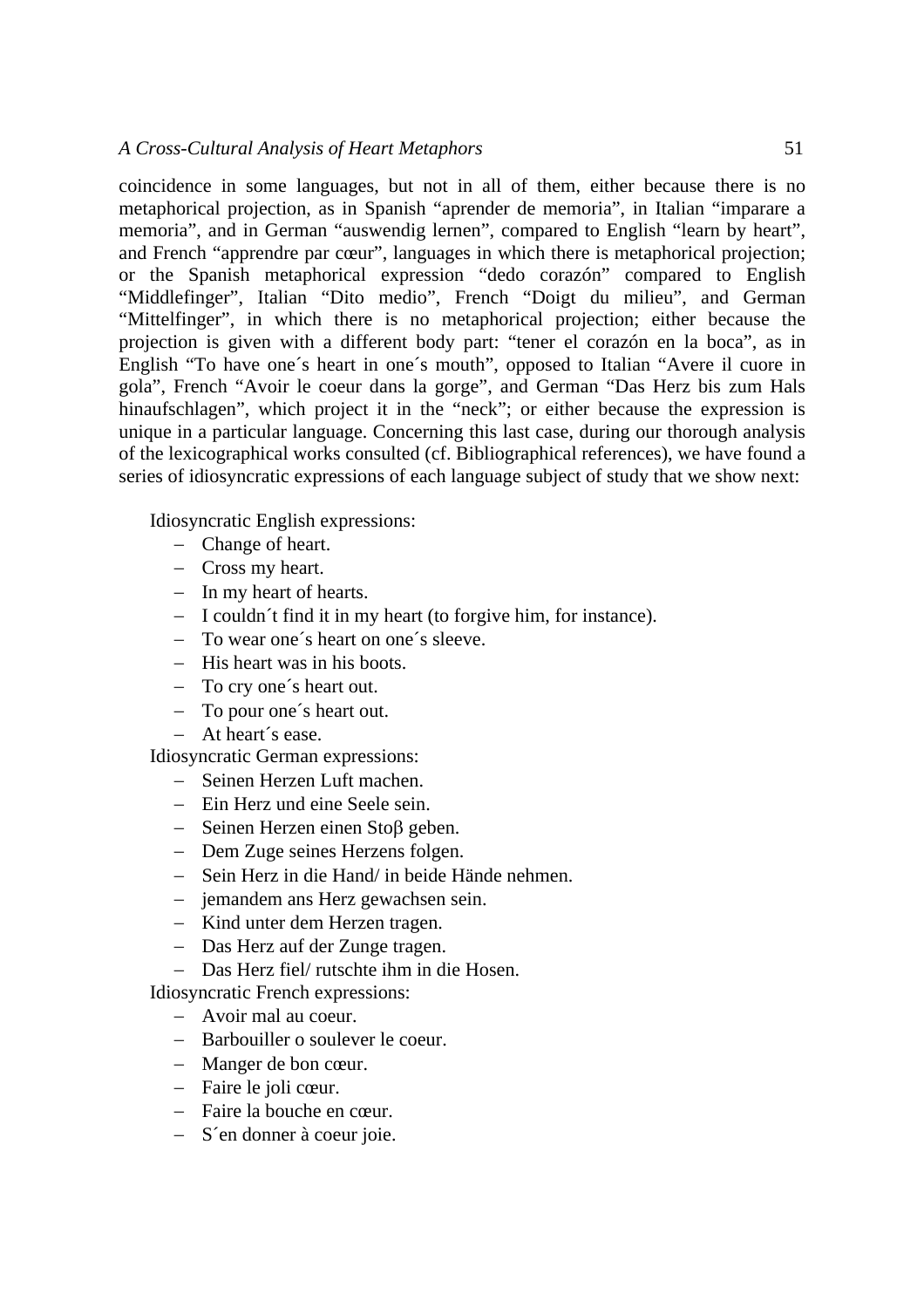coincidence in some languages, but not in all of them, either because there is no metaphorical projection, as in Spanish "aprender de memoria", in Italian "imparare a memoria", and in German "auswendig lernen", compared to English "learn by heart", and French "apprendre par cœur", languages in which there is metaphorical projection; or the Spanish metaphorical expression "dedo corazón" compared to English "Middlefinger", Italian "Dito medio", French "Doigt du milieu", and German "Mittelfinger", in which there is no metaphorical projection; either because the projection is given with a different body part: "tener el corazón en la boca", as in English "To have one´s heart in one´s mouth", opposed to Italian "Avere il cuore in gola", French "Avoir le coeur dans la gorge", and German "Das Herz bis zum Hals hinaufschlagen", which project it in the "neck"; or either because the expression is unique in a particular language. Concerning this last case, during our thorough analysis of the lexicographical works consulted (cf. Bibliographical references), we have found a series of idiosyncratic expressions of each language subject of study that we show next:

Idiosyncratic English expressions:

- Change of heart.
- Cross my heart.
- In my heart of hearts.
- I couldn´t find it in my heart (to forgive him, for instance).
- To wear one´s heart on one´s sleeve.
- His heart was in his boots.
- To cry one´s heart out.
- To pour one´s heart out.
- At heart´s ease.

Idiosyncratic German expressions:

- Seinen Herzen Luft machen.
- Ein Herz und eine Seele sein.
- Seinen Herzen einen Stoβ geben.
- Dem Zuge seines Herzens folgen.
- Sein Herz in die Hand/ in beide Hände nehmen.
- jemandem ans Herz gewachsen sein.
- Kind unter dem Herzen tragen.
- Das Herz auf der Zunge tragen.
- Das Herz fiel/ rutschte ihm in die Hosen.

Idiosyncratic French expressions:

- Avoir mal au coeur.
- Barbouiller o soulever le coeur.
- Manger de bon cœur.
- Faire le joli cœur.
- Faire la bouche en cœur.
- S´en donner à coeur joie.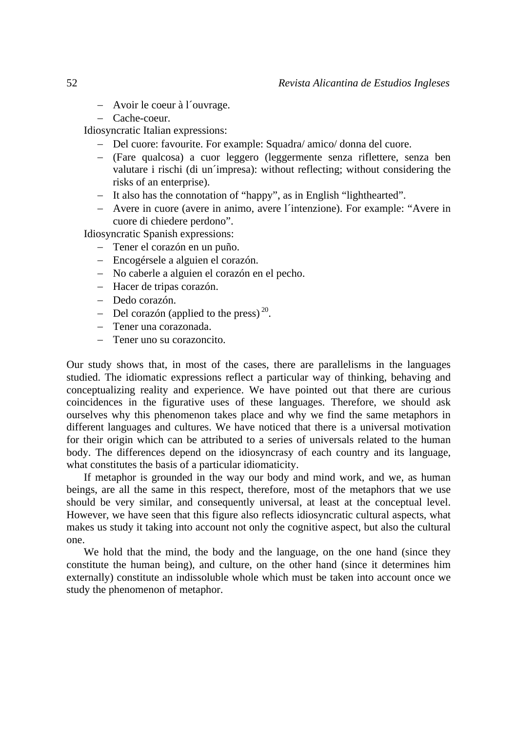- Avoir le coeur à l´ouvrage.
- Cache-coeur.

Idiosyncratic Italian expressions:

- Del cuore: favourite. For example: Squadra/ amico/ donna del cuore.
- (Fare qualcosa) a cuor leggero (leggermente senza riflettere, senza ben valutare i rischi (di un´impresa): without reflecting; without considering the risks of an enterprise).
- It also has the connotation of "happy", as in English "lighthearted".
- Avere in cuore (avere in animo, avere l´intenzione). For example: "Avere in cuore di chiedere perdono".

Idiosyncratic Spanish expressions:

- Tener el corazón en un puño.
- Encogérsele a alguien el corazón.
- No caberle a alguien el corazón en el pecho.
- Hacer de tripas corazón.
- Dedo corazón.
- Del corazón (applied to the press) [20].
- Tener una corazonada.
- Tener uno su corazoncito.

Our study shows that, in most of the cases, there are parallelisms in the languages studied. The idiomatic expressions reflect a particular way of thinking, behaving and conceptualizing reality and experience. We have pointed out that there are curious coincidences in the figurative uses of these languages. Therefore, we should ask ourselves why this phenomenon takes place and why we find the same metaphors in different languages and cultures. We have noticed that there is a universal motivation for their origin which can be attributed to a series of universals related to the human body. The differences depend on the idiosyncrasy of each country and its language, what constitutes the basis of a particular idiomaticity.

If metaphor is grounded in the way our body and mind work, and we, as human beings, are all the same in this respect, therefore, most of the metaphors that we use should be very similar, and consequently universal, at least at the conceptual level. However, we have seen that this figure also reflects idiosyncratic cultural aspects, what makes us study it taking into account not only the cognitive aspect, but also the cultural one.

We hold that the mind, the body and the language, on the one hand (since they constitute the human being), and culture, on the other hand (since it determines him externally) constitute an indissoluble whole which must be taken into account once we study the phenomenon of metaphor.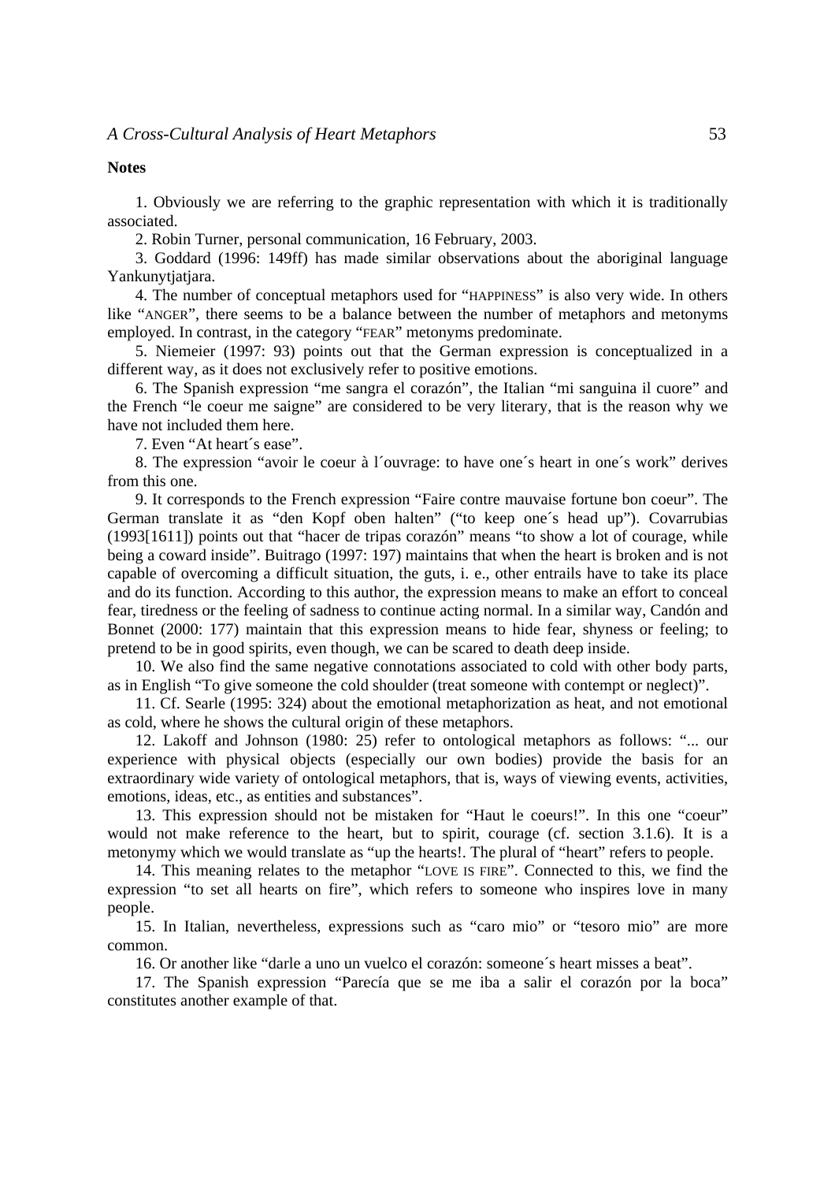**Notes**

1. Obviously we are referring to the graphic representation with which it is traditionally associated.

2. Robin Turner, personal communication, 16 February, 2003.

3. Goddard (1996: 149ff) has made similar observations about the aboriginal language Yankunytjatjara.

4. The number of conceptual metaphors used for "HAPPINESS" is also very wide. In others like "ANGER", there seems to be a balance between the number of metaphors and metonyms employed. In contrast, in the category "FEAR" metonyms predominate.

5. Niemeier (1997: 93) points out that the German expression is conceptualized in a different way, as it does not exclusively refer to positive emotions.

6. The Spanish expression "me sangra el corazón", the Italian "mi sanguina il cuore" and the French "le coeur me saigne" are considered to be very literary, that is the reason why we have not included them here.

7. Even "At heart´s ease".

8. The expression "avoir le coeur à l´ouvrage: to have one´s heart in one´s work" derives from this one.

9. It corresponds to the French expression "Faire contre mauvaise fortune bon coeur". The German translate it as "den Kopf oben halten" ("to keep one´s head up"). Covarrubias (1993[1611]) points out that "hacer de tripas corazón" means "to show a lot of courage, while being a coward inside". Buitrago (1997: 197) maintains that when the heart is broken and is not capable of overcoming a difficult situation, the guts, i. e., other entrails have to take its place and do its function. According to this author, the expression means to make an effort to conceal fear, tiredness or the feeling of sadness to continue acting normal. In a similar way, Candón and Bonnet (2000: 177) maintain that this expression means to hide fear, shyness or feeling; to pretend to be in good spirits, even though, we can be scared to death deep inside.

10. We also find the same negative connotations associated to cold with other body parts, as in English "To give someone the cold shoulder (treat someone with contempt or neglect)".

11. Cf. Searle (1995: 324) about the emotional metaphorization as heat, and not emotional as cold, where he shows the cultural origin of these metaphors.

12. Lakoff and Johnson (1980: 25) refer to ontological metaphors as follows: "... our experience with physical objects (especially our own bodies) provide the basis for an extraordinary wide variety of ontological metaphors, that is, ways of viewing events, activities, emotions, ideas, etc., as entities and substances".

13. This expression should not be mistaken for "Haut le coeurs!". In this one "coeur" would not make reference to the heart, but to spirit, courage (cf. section 3.1.6). It is a metonymy which we would translate as "up the hearts!. The plural of "heart" refers to people.

14. This meaning relates to the metaphor "LOVE IS FIRE". Connected to this, we find the expression "to set all hearts on fire", which refers to someone who inspires love in many people.

15. In Italian, nevertheless, expressions such as "caro mio" or "tesoro mio" are more common.

16. Or another like "darle a uno un vuelco el corazón: someone´s heart misses a beat".

17. The Spanish expression "Parecía que se me iba a salir el corazón por la boca" constitutes another example of that.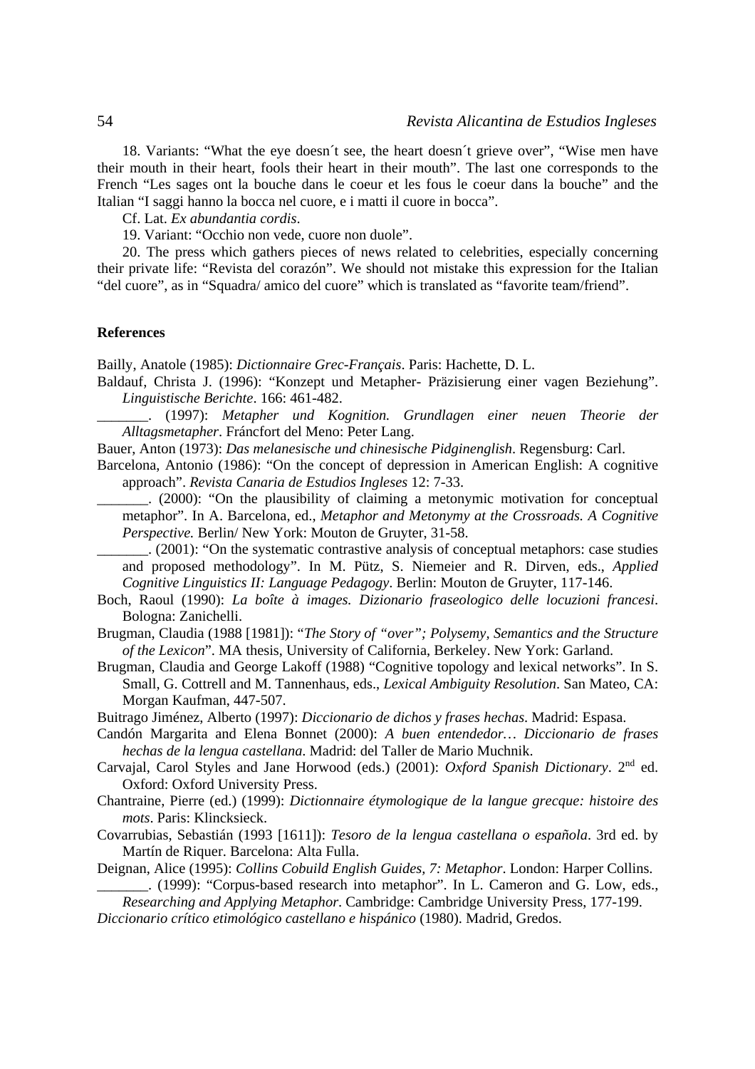18. Variants: “What the eye doesn´t see, the heart doesn´t grieve over”, “Wise men have their mouth in their heart, fools their heart in their mouth”. The last one corresponds to the French “Les sages ont la bouche dans le coeur et les fous le coeur dans la bouche” and the Italian “I saggi hanno la bocca nel cuore, e i matti il cuore in bocca”.

Cf. Lat. *Ex abundantia cordis*.

19. Variant: “Occhio non vede, cuore non duole”.

20. The press which gathers pieces of news related to celebrities, especially concerning their private life: “Revista del corazón”. We should not mistake this expression for the Italian “del cuore”, as in “Squadra/ amico del cuore” which is translated as “favorite team/friend”.

## References

Bailly, Anatole (1985): *Dictionnaire Grec-Français*. Paris: Hachette, D. L.

Baldauf, Christa J. (1996): “Konzept und Metapher- Präzisierung einer vagen Beziehung”. *Linguistische Berichte*. 166: 461-482.

_______. (1997): *Metapher und Kognition. Grundlagen einer neuen Theorie der Alltagsmetapher*. Fráncfort del Meno: Peter Lang.

Bauer, Anton (1973): *Das melanesische und chinesische Pidginenglish*. Regensburg: Carl.

Barcelona, Antonio (1986): “On the concept of depression in American English: A cognitive approach”. *Revista Canaria de Estudios Ingleses* 12: 7-33.

_______. (2000): “On the plausibility of claiming a metonymic motivation for conceptual metaphor”. In A. Barcelona, ed., *Metaphor and Metonymy at the Crossroads. A Cognitive Perspective.* Berlin/ New York: Mouton de Gruyter, 31-58.

_______. (2001): “On the systematic contrastive analysis of conceptual metaphors: case studies and proposed methodology”. In M. Pütz, S. Niemeier and R. Dirven, eds., *Applied Cognitive Linguistics II: Language Pedagogy*. Berlin: Mouton de Gruyter, 117-146.

Boch, Raoul (1990): *La boîte à images. Dizionario fraseologico delle locuzioni francesi*. Bologna: Zanichelli.

Brugman, Claudia (1988 [1981]): “*The Story of “over”; Polysemy, Semantics and the Structure of the Lexicon*”. MA thesis, University of California, Berkeley. New York: Garland.

Brugman, Claudia and George Lakoff (1988) “Cognitive topology and lexical networks”. In S. Small, G. Cottrell and M. Tannenhaus, eds., *Lexical Ambiguity Resolution*. San Mateo, CA: Morgan Kaufman, 447-507.

Buitrago Jiménez, Alberto (1997): *Diccionario de dichos y frases hechas*. Madrid: Espasa.

Candón Margarita and Elena Bonnet (2000): *A buen entendedor… Diccionario de frases hechas de la lengua castellana*. Madrid: del Taller de Mario Muchnik.

Carvajal, Carol Styles and Jane Horwood (eds.) (2001): *Oxford Spanish Dictionary*. 2nd ed. Oxford: Oxford University Press.

Chantraine, Pierre (ed.) (1999): *Dictionnaire étymologique de la langue grecque: histoire des mots*. Paris: Klincksieck.

Covarrubias, Sebastián (1993 [1611]): *Tesoro de la lengua castellana o española*. 3rd ed. by Martín de Riquer. Barcelona: Alta Fulla.

Deignan, Alice (1995): *Collins Cobuild English Guides, 7: Metaphor*. London: Harper Collins.

_______. (1999): “Corpus-based research into metaphor”. In L. Cameron and G. Low, eds., *Researching and Applying Metaphor*. Cambridge: Cambridge University Press, 177-199.

*Diccionario crítico etimológico castellano e hispánico* (1980). Madrid, Gredos.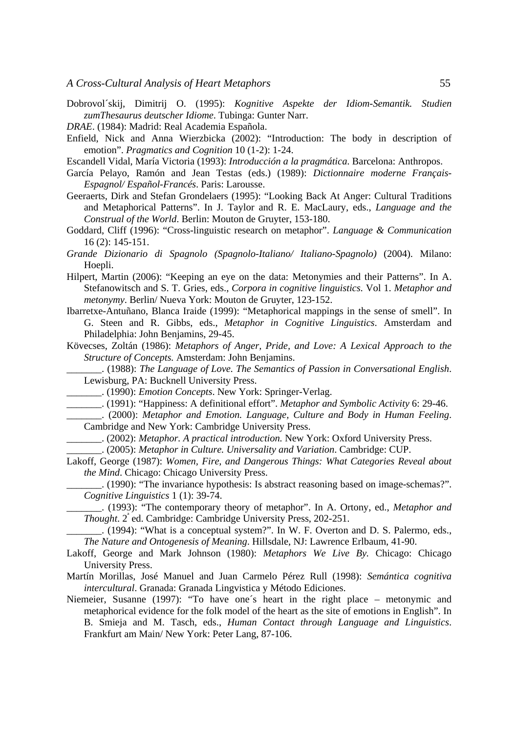Dobrovol´skij, Dimitrij O. (1995): *Kognitive Aspekte der Idiom-Semantik. Studien zumThesaurus deutscher Idiome*. Tubinga: Gunter Narr.

*DRAE*. (1984): Madrid: Real Academia Española.

Enfield, Nick and Anna Wierzbicka (2002): "Introduction: The body in description of emotion". *Pragmatics and Cognition* 10 (1-2): 1-24.

Escandell Vidal, María Victoria (1993): *Introducción a la pragmática*. Barcelona: Anthropos.

García Pelayo, Ramón and Jean Testas (eds.) (1989): *Dictionnaire moderne Français-Espagnol/ Español-Francés*. Paris: Larousse.

Geeraerts, Dirk and Stefan Grondelaers (1995): "Looking Back At Anger: Cultural Traditions and Metaphorical Patterns". In J. Taylor and R. E. MacLaury, eds., *Language and the Construal of the World*. Berlin: Mouton de Gruyter, 153-180.

Goddard, Cliff (1996): "Cross-linguistic research on metaphor". *Language & Communication* 16 (2): 145-151.

*Grande Dizionario di Spagnolo (Spagnolo-Italiano/ Italiano-Spagnolo)* (2004). Milano: Hoepli.

Hilpert, Martin (2006): "Keeping an eye on the data: Metonymies and their Patterns". In A. Stefanowitsch and S. T. Gries, eds., *Corpora in cognitive linguistics*. Vol 1. *Metaphor and metonymy*. Berlin/ Nueva York: Mouton de Gruyter, 123-152.

Ibarretxe-Antuñano, Blanca Iraide (1999): "Metaphorical mappings in the sense of smell". In G. Steen and R. Gibbs, eds., *Metaphor in Cognitive Linguistics*. Amsterdam and Philadelphia: John Benjamins, 29-45.

Kövecses, Zoltán (1986): *Metaphors of Anger, Pride, and Love: A Lexical Approach to the Structure of Concepts.* Amsterdam: John Benjamins.

_______. (1988): *The Language of Love. The Semantics of Passion in Conversational English*. Lewisburg, PA: Bucknell University Press.

_______. (1990): *Emotion Concepts*. New York: Springer-Verlag.

_______. (1991): "Happiness: A definitional effort". *Metaphor and Symbolic Activity* 6: 29-46.

_______. (2000): *Metaphor and Emotion. Language, Culture and Body in Human Feeling*. Cambridge and New York: Cambridge University Press.

_______. (2002): *Metaphor. A practical introduction.* New York: Oxford University Press.

_______. (2005): *Metaphor in Culture. Universality and Variation*. Cambridge: CUP.

Lakoff, George (1987): *Women, Fire, and Dangerous Things: What Categories Reveal about the Mind*. Chicago: Chicago University Press.

_______. (1990): "The invariance hypothesis: Is abstract reasoning based on image-schemas?". *Cognitive Linguistics* 1 (1): 39-74.

_______. (1993): "The contemporary theory of metaphor". In A. Ortony, ed., *Metaphor and Thought*. 2ª ed. Cambridge: Cambridge University Press, 202-251.

_______. (1994): "What is a conceptual system?". In W. F. Overton and D. S. Palermo, eds., *The Nature and Ontogenesis of Meaning*. Hillsdale, NJ: Lawrence Erlbaum, 41-90.

Lakoff, George and Mark Johnson (1980): *Metaphors We Live By*. Chicago: Chicago University Press.

Martín Morillas, José Manuel and Juan Carmelo Pérez Rull (1998): *Semántica cognitiva intercultural*. Granada: Granada Lingvistica y Método Ediciones.

Niemeier, Susanne (1997): "To have one´s heart in the right place – metonymic and metaphorical evidence for the folk model of the heart as the site of emotions in English". In B. Smieja and M. Tasch, eds., *Human Contact through Language and Linguistics*. Frankfurt am Main/ New York: Peter Lang, 87-106.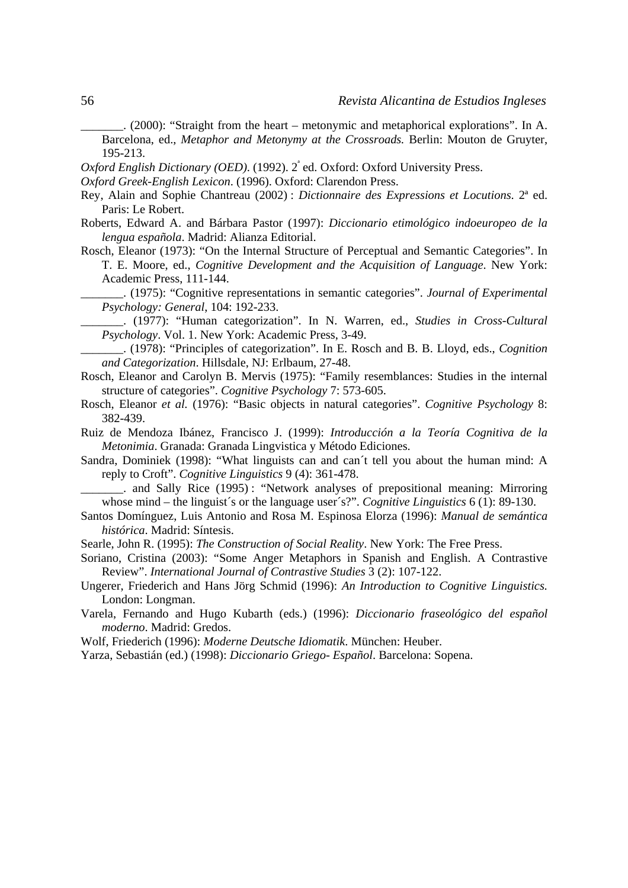_______. (2000): “Straight from the heart – metonymic and metaphorical explorations”. In A. Barcelona, ed., *Metaphor and Metonymy at the Crossroads.* Berlin: Mouton de Gruyter, 195-213.

*Oxford English Dictionary (OED).* (1992). 2ª ed. Oxford: Oxford University Press.

*Oxford Greek-English Lexicon*. (1996). Oxford: Clarendon Press.

Rey, Alain and Sophie Chantreau (2002) : *Dictionnaire des Expressions et Locutions*. 2ª ed. Paris: Le Robert.

Roberts, Edward A. and Bárbara Pastor (1997): *Diccionario etimológico indoeuropeo de la lengua española*. Madrid: Alianza Editorial.

Rosch, Eleanor (1973): “On the Internal Structure of Perceptual and Semantic Categories”. In T. E. Moore, ed., *Cognitive Development and the Acquisition of Language*. New York: Academic Press, 111-144.

_______. (1975): “Cognitive representations in semantic categories”. *Journal of Experimental Psychology: General*, 104: 192-233.

_______. (1977): “Human categorization”. In N. Warren, ed., *Studies in Cross-Cultural Psychology*. Vol. 1. New York: Academic Press, 3-49.

_______. (1978): “Principles of categorization”. In E. Rosch and B. B. Lloyd, eds., *Cognition and Categorization*. Hillsdale, NJ: Erlbaum, 27-48.

Rosch, Eleanor and Carolyn B. Mervis (1975): “Family resemblances: Studies in the internal structure of categories”. *Cognitive Psychology* 7: 573-605.

Rosch, Eleanor *et al.* (1976): “Basic objects in natural categories”. *Cognitive Psychology* 8: 382-439.

Ruiz de Mendoza Ibánez, Francisco J. (1999): *Introducción a la Teoría Cognitiva de la Metonimia*. Granada: Granada Lingvistica y Método Ediciones.

Sandra, Dominiek (1998): “What linguists can and can´t tell you about the human mind: A reply to Croft”. *Cognitive Linguistics* 9 (4): 361-478.

_______. and Sally Rice (1995) : “Network analyses of prepositional meaning: Mirroring whose mind – the linguist´s or the language user´s?”. *Cognitive Linguistics* 6 (1): 89-130.

Santos Domínguez, Luis Antonio and Rosa M. Espinosa Elorza (1996): *Manual de semántica histórica*. Madrid: Síntesis.

Searle, John R. (1995): *The Construction of Social Reality*. New York: The Free Press.

Soriano, Cristina (2003): “Some Anger Metaphors in Spanish and English. A Contrastive Review”. *International Journal of Contrastive Studies* 3 (2): 107-122.

Ungerer, Friederich and Hans Jörg Schmid (1996): *An Introduction to Cognitive Linguistics.* London: Longman.

Varela, Fernando and Hugo Kubarth (eds.) (1996): *Diccionario fraseológico del español moderno*. Madrid: Gredos.

Wolf, Friederich (1996): *Moderne Deutsche Idiomatik*. München: Heuber.

Yarza, Sebastián (ed.) (1998): *Diccionario Griego- Español*. Barcelona: Sopena.